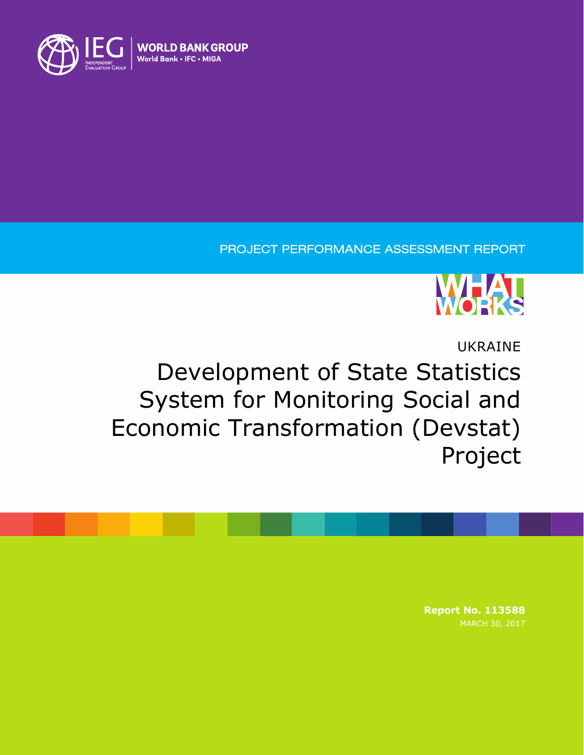IEG Independent Evaluation Group | WORLD BANK GROUP World Bank • IFC • MIGA

PROJECT PERFORMANCE ASSESSMENT REPORT

WHAT WORKS

UKRAINE

# Development of State Statistics System for Monitoring Social and Economic Transformation (Devstat) Project

**Report No. 113588**

MARCH 30, 2017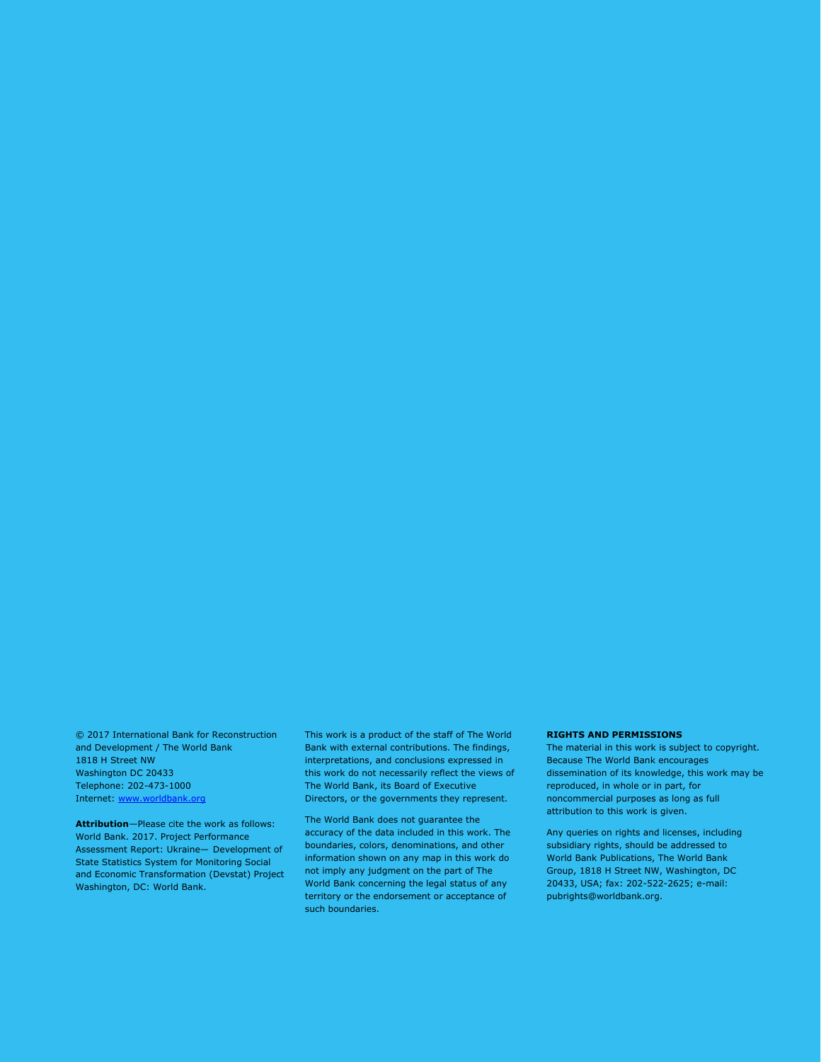© 2017 International Bank for Reconstruction and Development / The World Bank
1818 H Street NW
Washington DC 20433
Telephone: 202-473-1000
Internet: www.worldbank.org

**Attribution**—Please cite the work as follows: World Bank. 2017. Project Performance Assessment Report: Ukraine— Development of State Statistics System for Monitoring Social and Economic Transformation (Devstat) Project Washington, DC: World Bank.

This work is a product of the staff of The World Bank with external contributions. The findings, interpretations, and conclusions expressed in this work do not necessarily reflect the views of The World Bank, its Board of Executive Directors, or the governments they represent.

The World Bank does not guarantee the accuracy of the data included in this work. The boundaries, colors, denominations, and other information shown on any map in this work do not imply any judgment on the part of The World Bank concerning the legal status of any territory or the endorsement or acceptance of such boundaries.

**RIGHTS AND PERMISSIONS**

The material in this work is subject to copyright. Because The World Bank encourages dissemination of its knowledge, this work may be reproduced, in whole or in part, for noncommercial purposes as long as full attribution to this work is given.

Any queries on rights and licenses, including subsidiary rights, should be addressed to World Bank Publications, The World Bank Group, 1818 H Street NW, Washington, DC 20433, USA; fax: 202-522-2625; e-mail: pubrights@worldbank.org.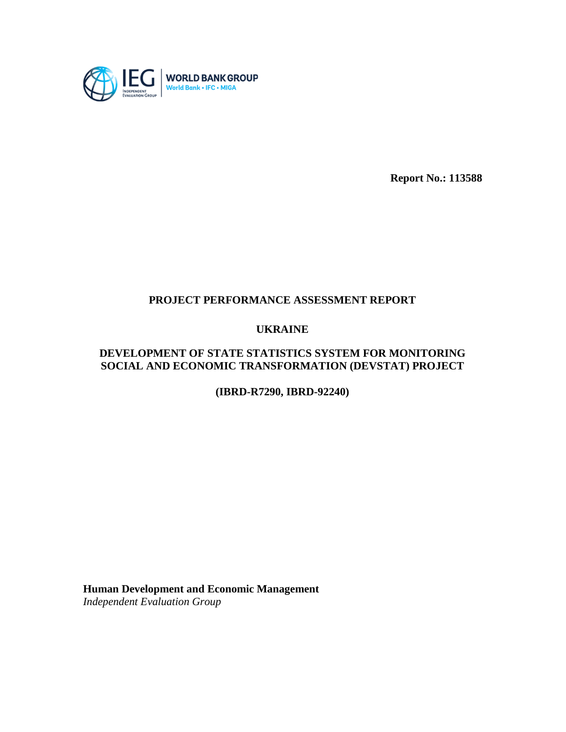**Report No.: 113588**

# PROJECT PERFORMANCE ASSESSMENT REPORT

## UKRAINE

## DEVELOPMENT OF STATE STATISTICS SYSTEM FOR MONITORING SOCIAL AND ECONOMIC TRANSFORMATION (DEVSTAT) PROJECT

**(IBRD-R7290, IBRD-92240)**

**Human Development and Economic Management**
*Independent Evaluation Group*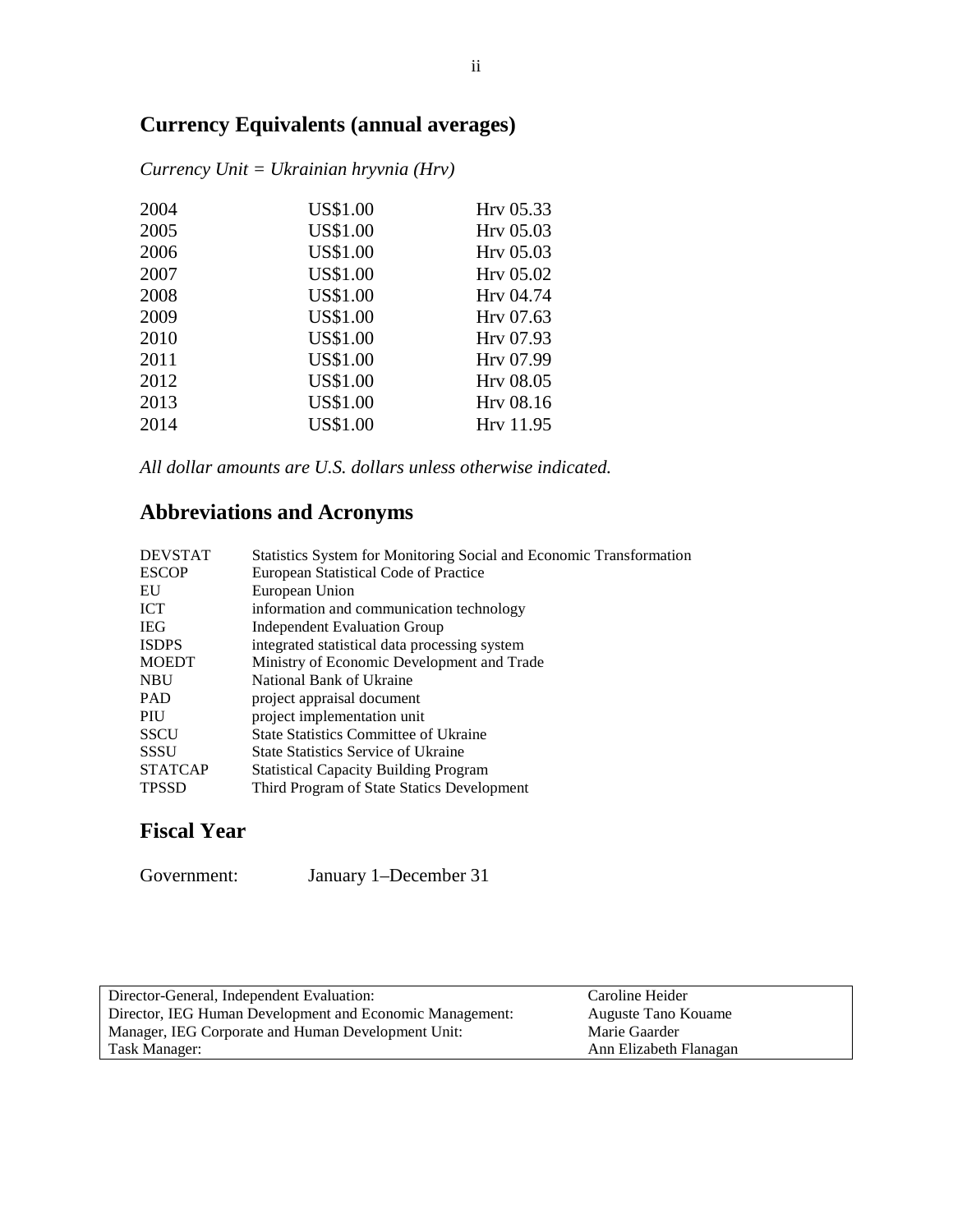## Currency Equivalents (annual averages)

*Currency Unit = Ukrainian hryvnia (Hrv)*

| | | |
|---|---|---|
| 2004 | US$1.00 | Hrv 05.33 |
| 2005 | US$1.00 | Hrv 05.03 |
| 2006 | US$1.00 | Hrv 05.03 |
| 2007 | US$1.00 | Hrv 05.02 |
| 2008 | US$1.00 | Hrv 04.74 |
| 2009 | US$1.00 | Hrv 07.63 |
| 2010 | US$1.00 | Hrv 07.93 |
| 2011 | US$1.00 | Hrv 07.99 |
| 2012 | US$1.00 | Hrv 08.05 |
| 2013 | US$1.00 | Hrv 08.16 |
| 2014 | US$1.00 | Hrv 11.95 |

*All dollar amounts are U.S. dollars unless otherwise indicated.*

## Abbreviations and Acronyms

| | |
|---|---|
| DEVSTAT | Statistics System for Monitoring Social and Economic Transformation |
| ESCOP | European Statistical Code of Practice |
| EU | European Union |
| ICT | information and communication technology |
| IEG | Independent Evaluation Group |
| ISDPS | integrated statistical data processing system |
| MOEDT | Ministry of Economic Development and Trade |
| NBU | National Bank of Ukraine |
| PAD | project appraisal document |
| PIU | project implementation unit |
| SSCU | State Statistics Committee of Ukraine |
| SSSU | State Statistics Service of Ukraine |
| STATCAP | Statistical Capacity Building Program |
| TPSSD | Third Program of State Statics Development |

## Fiscal Year

Government: January 1–December 31

| | |
|---|---|
| Director-General, Independent Evaluation: | Caroline Heider |
| Director, IEG Human Development and Economic Management: | Auguste Tano Kouame |
| Manager, IEG Corporate and Human Development Unit: | Marie Gaarder |
| Task Manager: | Ann Elizabeth Flanagan |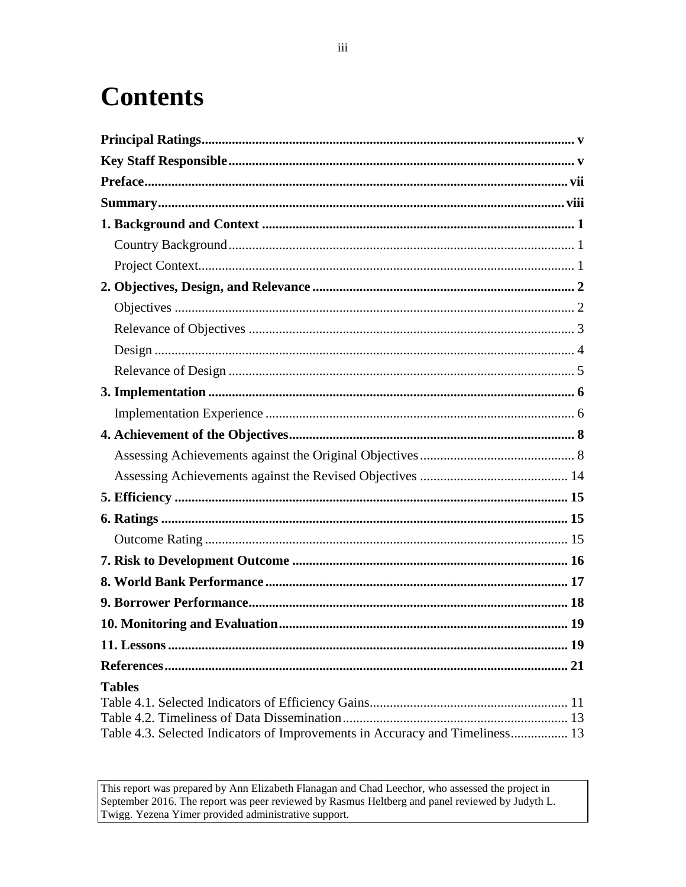# Contents

**Principal Ratings** ... **v**

**Key Staff Responsible** ... **v**

**Preface** ... **vii**

**Summary** ... **viii**

**1. Background and Context** ... **1**

- Country Background ... 1
- Project Context ... 1

**2. Objectives, Design, and Relevance** ... **2**

- Objectives ... 2
- Relevance of Objectives ... 3
- Design ... 4
- Relevance of Design ... 5

**3. Implementation** ... **6**

- Implementation Experience ... 6

**4. Achievement of the Objectives** ... **8**

- Assessing Achievements against the Original Objectives ... 8
- Assessing Achievements against the Revised Objectives ... 14

**5. Efficiency** ... **15**

**6. Ratings** ... **15**

- Outcome Rating ... 15

**7. Risk to Development Outcome** ... **16**

**8. World Bank Performance** ... **17**

**9. Borrower Performance** ... **18**

**10. Monitoring and Evaluation** ... **19**

**11. Lessons** ... **19**

**References** ... **21**

**Tables**

Table 4.1. Selected Indicators of Efficiency Gains ... 11
Table 4.2. Timeliness of Data Dissemination ... 13
Table 4.3. Selected Indicators of Improvements in Accuracy and Timeliness ... 13

This report was prepared by Ann Elizabeth Flanagan and Chad Leechor, who assessed the project in September 2016. The report was peer reviewed by Rasmus Heltberg and panel reviewed by Judyth L. Twigg. Yezena Yimer provided administrative support.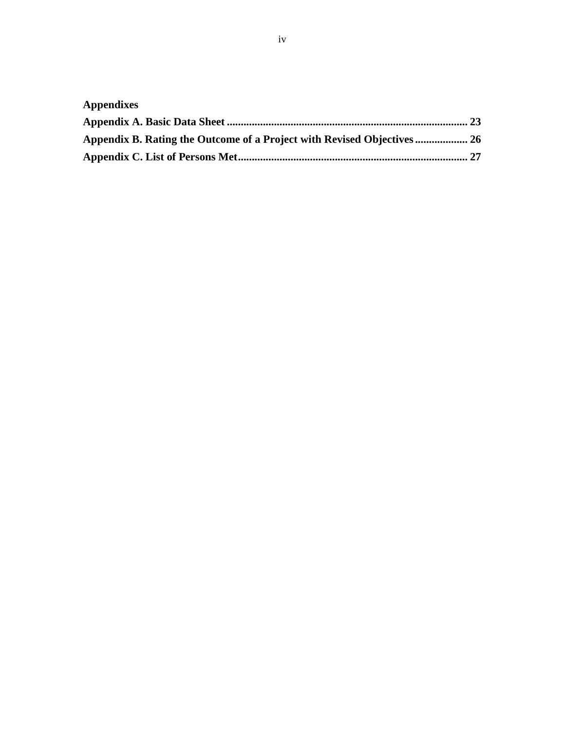**Appendixes**

**Appendix A. Basic Data Sheet ...................................................................................... 23**

**Appendix B. Rating the Outcome of a Project with Revised Objectives ................... 26**

**Appendix C. List of Persons Met.................................................................................. 27**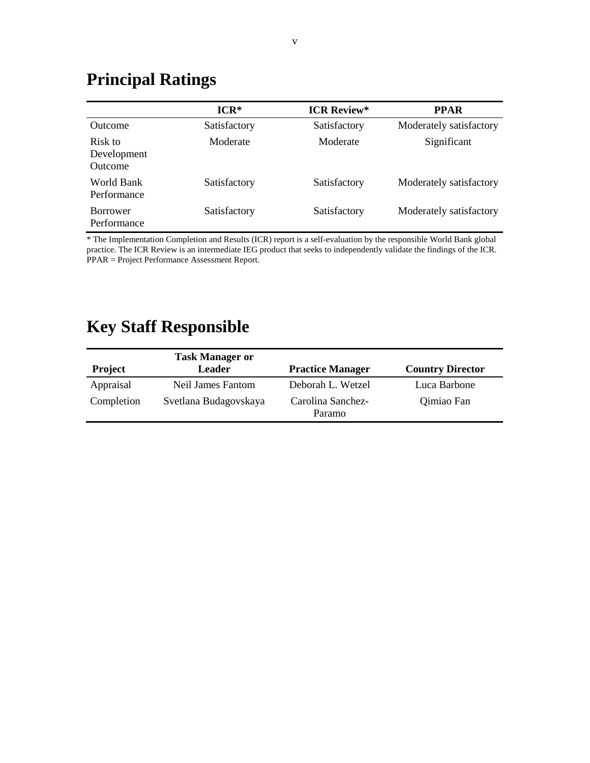# Principal Ratings

| | ICR* | ICR Review* | PPAR |
|---|---|---|---|
| Outcome | Satisfactory | Satisfactory | Moderately satisfactory |
| Risk to Development Outcome | Moderate | Moderate | Significant |
| World Bank Performance | Satisfactory | Satisfactory | Moderately satisfactory |
| Borrower Performance | Satisfactory | Satisfactory | Moderately satisfactory |

* The Implementation Completion and Results (ICR) report is a self-evaluation by the responsible World Bank global practice. The ICR Review is an intermediate IEG product that seeks to independently validate the findings of the ICR. PPAR = Project Performance Assessment Report.

# Key Staff Responsible

| Project | Task Manager or Leader | Practice Manager | Country Director |
|---|---|---|---|
| Appraisal | Neil James Fantom | Deborah L. Wetzel | Luca Barbone |
| Completion | Svetlana Budagovskaya | Carolina Sanchez-Paramo | Qimiao Fan |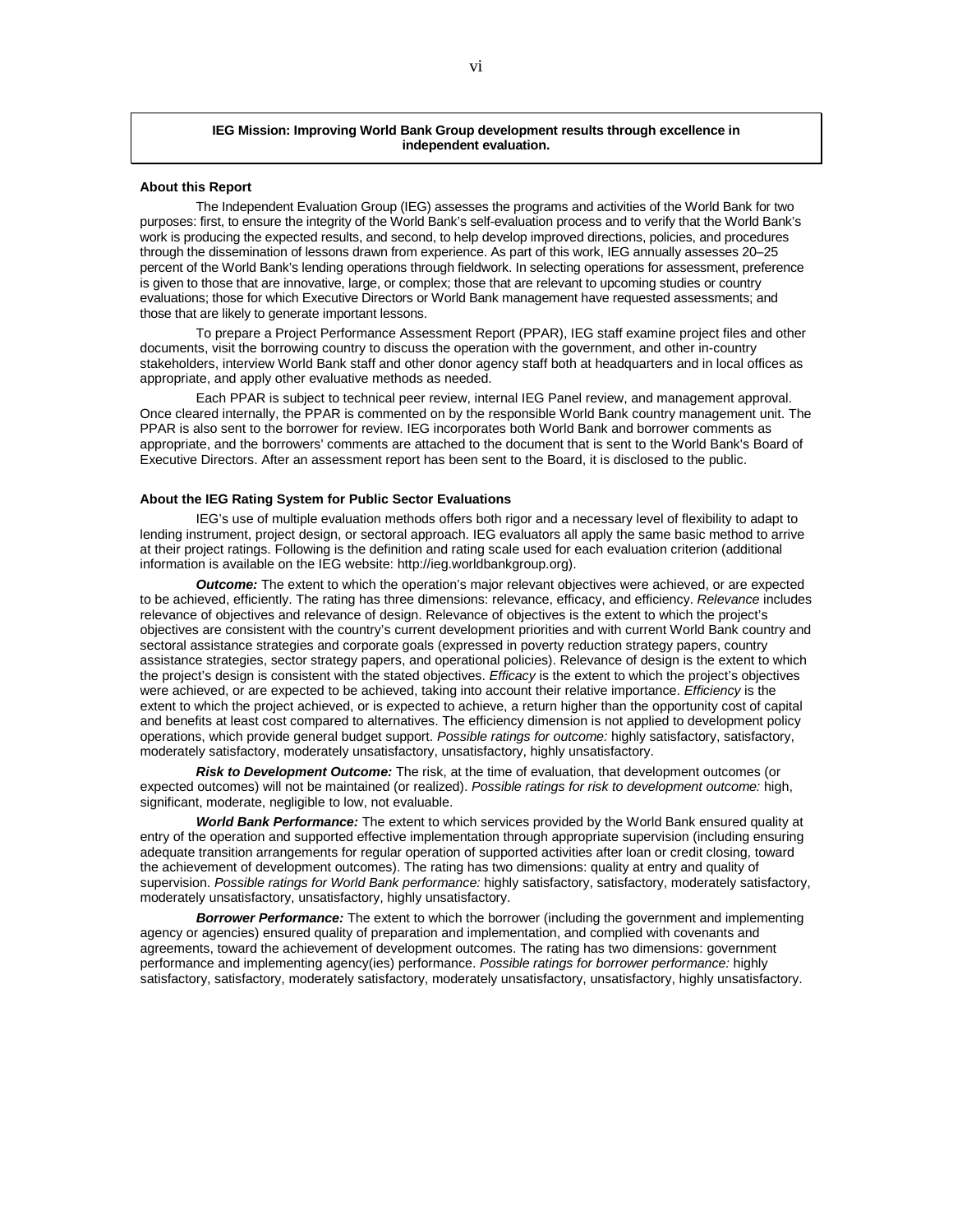**IEG Mission: Improving World Bank Group development results through excellence in independent evaluation.**

**About this Report**

The Independent Evaluation Group (IEG) assesses the programs and activities of the World Bank for two purposes: first, to ensure the integrity of the World Bank's self-evaluation process and to verify that the World Bank's work is producing the expected results, and second, to help develop improved directions, policies, and procedures through the dissemination of lessons drawn from experience. As part of this work, IEG annually assesses 20–25 percent of the World Bank's lending operations through fieldwork. In selecting operations for assessment, preference is given to those that are innovative, large, or complex; those that are relevant to upcoming studies or country evaluations; those for which Executive Directors or World Bank management have requested assessments; and those that are likely to generate important lessons.

To prepare a Project Performance Assessment Report (PPAR), IEG staff examine project files and other documents, visit the borrowing country to discuss the operation with the government, and other in-country stakeholders, interview World Bank staff and other donor agency staff both at headquarters and in local offices as appropriate, and apply other evaluative methods as needed.

Each PPAR is subject to technical peer review, internal IEG Panel review, and management approval. Once cleared internally, the PPAR is commented on by the responsible World Bank country management unit. The PPAR is also sent to the borrower for review. IEG incorporates both World Bank and borrower comments as appropriate, and the borrowers' comments are attached to the document that is sent to the World Bank's Board of Executive Directors. After an assessment report has been sent to the Board, it is disclosed to the public.

**About the IEG Rating System for Public Sector Evaluations**

IEG's use of multiple evaluation methods offers both rigor and a necessary level of flexibility to adapt to lending instrument, project design, or sectoral approach. IEG evaluators all apply the same basic method to arrive at their project ratings. Following is the definition and rating scale used for each evaluation criterion (additional information is available on the IEG website: http://ieg.worldbankgroup.org).

***Outcome:*** The extent to which the operation's major relevant objectives were achieved, or are expected to be achieved, efficiently. The rating has three dimensions: relevance, efficacy, and efficiency. *Relevance* includes relevance of objectives and relevance of design. Relevance of objectives is the extent to which the project's objectives are consistent with the country's current development priorities and with current World Bank country and sectoral assistance strategies and corporate goals (expressed in poverty reduction strategy papers, country assistance strategies, sector strategy papers, and operational policies). Relevance of design is the extent to which the project's design is consistent with the stated objectives. *Efficacy* is the extent to which the project's objectives were achieved, or are expected to be achieved, taking into account their relative importance. *Efficiency* is the extent to which the project achieved, or is expected to achieve, a return higher than the opportunity cost of capital and benefits at least cost compared to alternatives. The efficiency dimension is not applied to development policy operations, which provide general budget support. *Possible ratings for outcome:* highly satisfactory, satisfactory, moderately satisfactory, moderately unsatisfactory, unsatisfactory, highly unsatisfactory.

***Risk to Development Outcome:*** The risk, at the time of evaluation, that development outcomes (or expected outcomes) will not be maintained (or realized). *Possible ratings for risk to development outcome:* high, significant, moderate, negligible to low, not evaluable.

***World Bank Performance:*** The extent to which services provided by the World Bank ensured quality at entry of the operation and supported effective implementation through appropriate supervision (including ensuring adequate transition arrangements for regular operation of supported activities after loan or credit closing, toward the achievement of development outcomes). The rating has two dimensions: quality at entry and quality of supervision. *Possible ratings for World Bank performance:* highly satisfactory, satisfactory, moderately satisfactory, moderately unsatisfactory, unsatisfactory, highly unsatisfactory.

***Borrower Performance:*** The extent to which the borrower (including the government and implementing agency or agencies) ensured quality of preparation and implementation, and complied with covenants and agreements, toward the achievement of development outcomes. The rating has two dimensions: government performance and implementing agency(ies) performance. *Possible ratings for borrower performance:* highly satisfactory, satisfactory, moderately satisfactory, moderately unsatisfactory, unsatisfactory, highly unsatisfactory.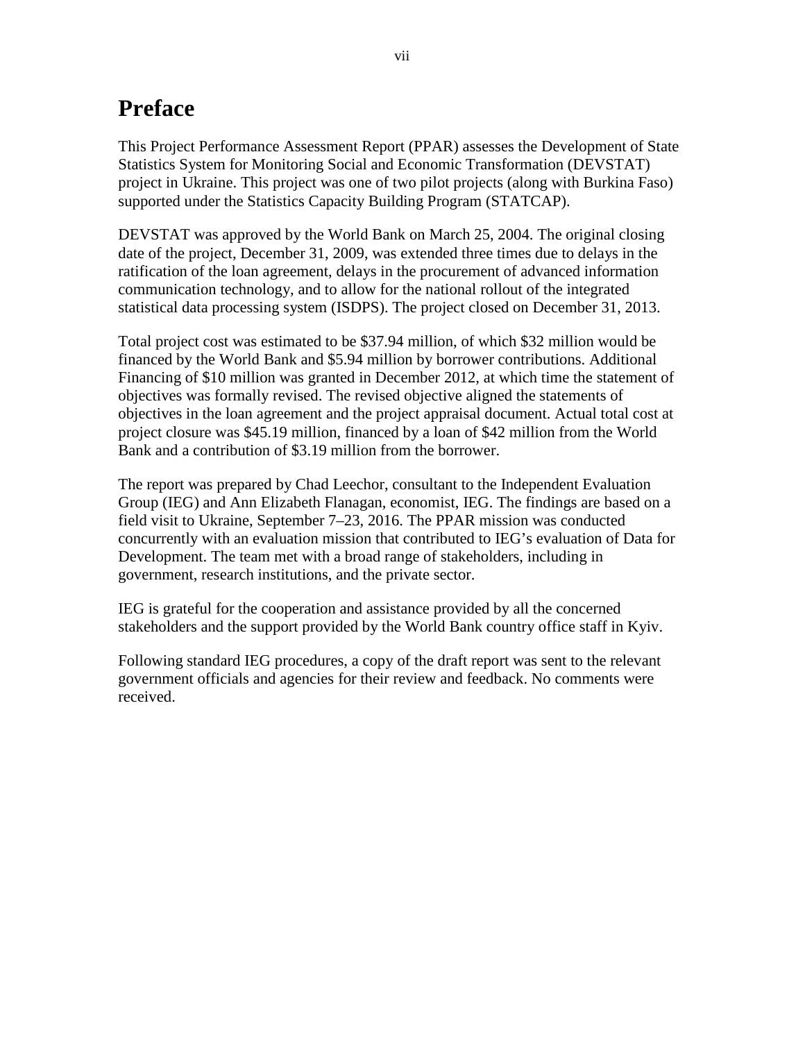# Preface

This Project Performance Assessment Report (PPAR) assesses the Development of State Statistics System for Monitoring Social and Economic Transformation (DEVSTAT) project in Ukraine. This project was one of two pilot projects (along with Burkina Faso) supported under the Statistics Capacity Building Program (STATCAP).

DEVSTAT was approved by the World Bank on March 25, 2004. The original closing date of the project, December 31, 2009, was extended three times due to delays in the ratification of the loan agreement, delays in the procurement of advanced information communication technology, and to allow for the national rollout of the integrated statistical data processing system (ISDPS). The project closed on December 31, 2013.

Total project cost was estimated to be $37.94 million, of which $32 million would be financed by the World Bank and $5.94 million by borrower contributions. Additional Financing of $10 million was granted in December 2012, at which time the statement of objectives was formally revised. The revised objective aligned the statements of objectives in the loan agreement and the project appraisal document. Actual total cost at project closure was $45.19 million, financed by a loan of $42 million from the World Bank and a contribution of $3.19 million from the borrower.

The report was prepared by Chad Leechor, consultant to the Independent Evaluation Group (IEG) and Ann Elizabeth Flanagan, economist, IEG. The findings are based on a field visit to Ukraine, September 7–23, 2016. The PPAR mission was conducted concurrently with an evaluation mission that contributed to IEG's evaluation of Data for Development. The team met with a broad range of stakeholders, including in government, research institutions, and the private sector.

IEG is grateful for the cooperation and assistance provided by all the concerned stakeholders and the support provided by the World Bank country office staff in Kyiv.

Following standard IEG procedures, a copy of the draft report was sent to the relevant government officials and agencies for their review and feedback. No comments were received.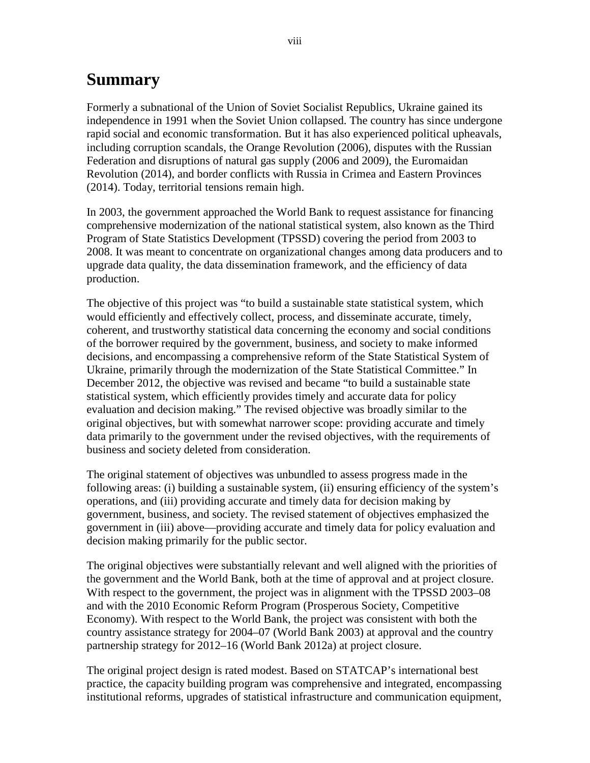# Summary

Formerly a subnational of the Union of Soviet Socialist Republics, Ukraine gained its independence in 1991 when the Soviet Union collapsed. The country has since undergone rapid social and economic transformation. But it has also experienced political upheavals, including corruption scandals, the Orange Revolution (2006), disputes with the Russian Federation and disruptions of natural gas supply (2006 and 2009), the Euromaidan Revolution (2014), and border conflicts with Russia in Crimea and Eastern Provinces (2014). Today, territorial tensions remain high.

In 2003, the government approached the World Bank to request assistance for financing comprehensive modernization of the national statistical system, also known as the Third Program of State Statistics Development (TPSSD) covering the period from 2003 to 2008. It was meant to concentrate on organizational changes among data producers and to upgrade data quality, the data dissemination framework, and the efficiency of data production.

The objective of this project was "to build a sustainable state statistical system, which would efficiently and effectively collect, process, and disseminate accurate, timely, coherent, and trustworthy statistical data concerning the economy and social conditions of the borrower required by the government, business, and society to make informed decisions, and encompassing a comprehensive reform of the State Statistical System of Ukraine, primarily through the modernization of the State Statistical Committee." In December 2012, the objective was revised and became "to build a sustainable state statistical system, which efficiently provides timely and accurate data for policy evaluation and decision making." The revised objective was broadly similar to the original objectives, but with somewhat narrower scope: providing accurate and timely data primarily to the government under the revised objectives, with the requirements of business and society deleted from consideration.

The original statement of objectives was unbundled to assess progress made in the following areas: (i) building a sustainable system, (ii) ensuring efficiency of the system's operations, and (iii) providing accurate and timely data for decision making by government, business, and society. The revised statement of objectives emphasized the government in (iii) above—providing accurate and timely data for policy evaluation and decision making primarily for the public sector.

The original objectives were substantially relevant and well aligned with the priorities of the government and the World Bank, both at the time of approval and at project closure. With respect to the government, the project was in alignment with the TPSSD 2003–08 and with the 2010 Economic Reform Program (Prosperous Society, Competitive Economy). With respect to the World Bank, the project was consistent with both the country assistance strategy for 2004–07 (World Bank 2003) at approval and the country partnership strategy for 2012–16 (World Bank 2012a) at project closure.

The original project design is rated modest. Based on STATCAP's international best practice, the capacity building program was comprehensive and integrated, encompassing institutional reforms, upgrades of statistical infrastructure and communication equipment,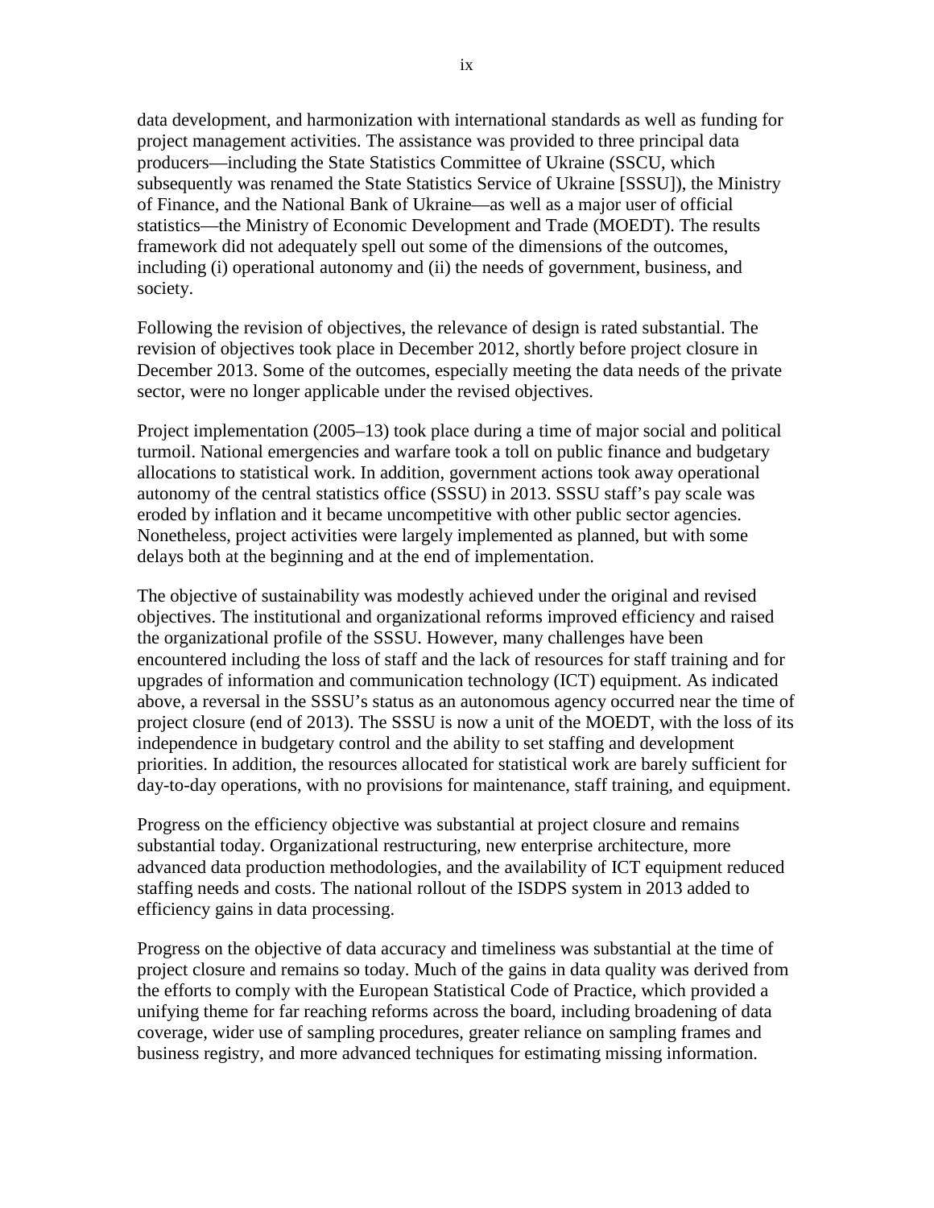data development, and harmonization with international standards as well as funding for project management activities. The assistance was provided to three principal data producers—including the State Statistics Committee of Ukraine (SSCU, which subsequently was renamed the State Statistics Service of Ukraine [SSSU]), the Ministry of Finance, and the National Bank of Ukraine—as well as a major user of official statistics—the Ministry of Economic Development and Trade (MOEDT). The results framework did not adequately spell out some of the dimensions of the outcomes, including (i) operational autonomy and (ii) the needs of government, business, and society.

Following the revision of objectives, the relevance of design is rated substantial. The revision of objectives took place in December 2012, shortly before project closure in December 2013. Some of the outcomes, especially meeting the data needs of the private sector, were no longer applicable under the revised objectives.

Project implementation (2005–13) took place during a time of major social and political turmoil. National emergencies and warfare took a toll on public finance and budgetary allocations to statistical work. In addition, government actions took away operational autonomy of the central statistics office (SSSU) in 2013. SSSU staff's pay scale was eroded by inflation and it became uncompetitive with other public sector agencies. Nonetheless, project activities were largely implemented as planned, but with some delays both at the beginning and at the end of implementation.

The objective of sustainability was modestly achieved under the original and revised objectives. The institutional and organizational reforms improved efficiency and raised the organizational profile of the SSSU. However, many challenges have been encountered including the loss of staff and the lack of resources for staff training and for upgrades of information and communication technology (ICT) equipment. As indicated above, a reversal in the SSSU's status as an autonomous agency occurred near the time of project closure (end of 2013). The SSSU is now a unit of the MOEDT, with the loss of its independence in budgetary control and the ability to set staffing and development priorities. In addition, the resources allocated for statistical work are barely sufficient for day-to-day operations, with no provisions for maintenance, staff training, and equipment.

Progress on the efficiency objective was substantial at project closure and remains substantial today. Organizational restructuring, new enterprise architecture, more advanced data production methodologies, and the availability of ICT equipment reduced staffing needs and costs. The national rollout of the ISDPS system in 2013 added to efficiency gains in data processing.

Progress on the objective of data accuracy and timeliness was substantial at the time of project closure and remains so today. Much of the gains in data quality was derived from the efforts to comply with the European Statistical Code of Practice, which provided a unifying theme for far reaching reforms across the board, including broadening of data coverage, wider use of sampling procedures, greater reliance on sampling frames and business registry, and more advanced techniques for estimating missing information.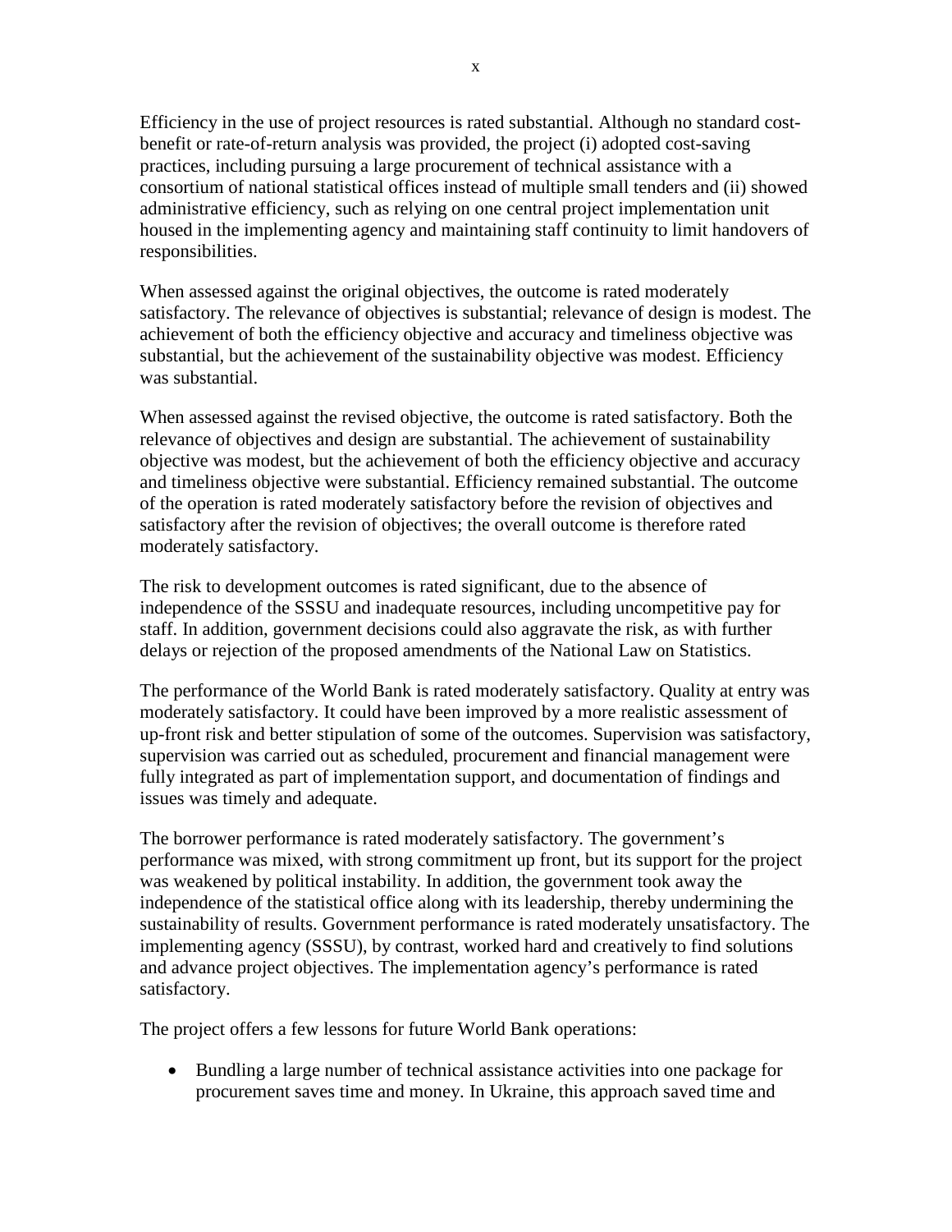Efficiency in the use of project resources is rated substantial. Although no standard cost-benefit or rate-of-return analysis was provided, the project (i) adopted cost-saving practices, including pursuing a large procurement of technical assistance with a consortium of national statistical offices instead of multiple small tenders and (ii) showed administrative efficiency, such as relying on one central project implementation unit housed in the implementing agency and maintaining staff continuity to limit handovers of responsibilities.

When assessed against the original objectives, the outcome is rated moderately satisfactory. The relevance of objectives is substantial; relevance of design is modest. The achievement of both the efficiency objective and accuracy and timeliness objective was substantial, but the achievement of the sustainability objective was modest. Efficiency was substantial.

When assessed against the revised objective, the outcome is rated satisfactory. Both the relevance of objectives and design are substantial. The achievement of sustainability objective was modest, but the achievement of both the efficiency objective and accuracy and timeliness objective were substantial. Efficiency remained substantial. The outcome of the operation is rated moderately satisfactory before the revision of objectives and satisfactory after the revision of objectives; the overall outcome is therefore rated moderately satisfactory.

The risk to development outcomes is rated significant, due to the absence of independence of the SSSU and inadequate resources, including uncompetitive pay for staff. In addition, government decisions could also aggravate the risk, as with further delays or rejection of the proposed amendments of the National Law on Statistics.

The performance of the World Bank is rated moderately satisfactory. Quality at entry was moderately satisfactory. It could have been improved by a more realistic assessment of up-front risk and better stipulation of some of the outcomes. Supervision was satisfactory, supervision was carried out as scheduled, procurement and financial management were fully integrated as part of implementation support, and documentation of findings and issues was timely and adequate.

The borrower performance is rated moderately satisfactory. The government's performance was mixed, with strong commitment up front, but its support for the project was weakened by political instability. In addition, the government took away the independence of the statistical office along with its leadership, thereby undermining the sustainability of results. Government performance is rated moderately unsatisfactory. The implementing agency (SSSU), by contrast, worked hard and creatively to find solutions and advance project objectives. The implementation agency's performance is rated satisfactory.

The project offers a few lessons for future World Bank operations:

- Bundling a large number of technical assistance activities into one package for procurement saves time and money. In Ukraine, this approach saved time and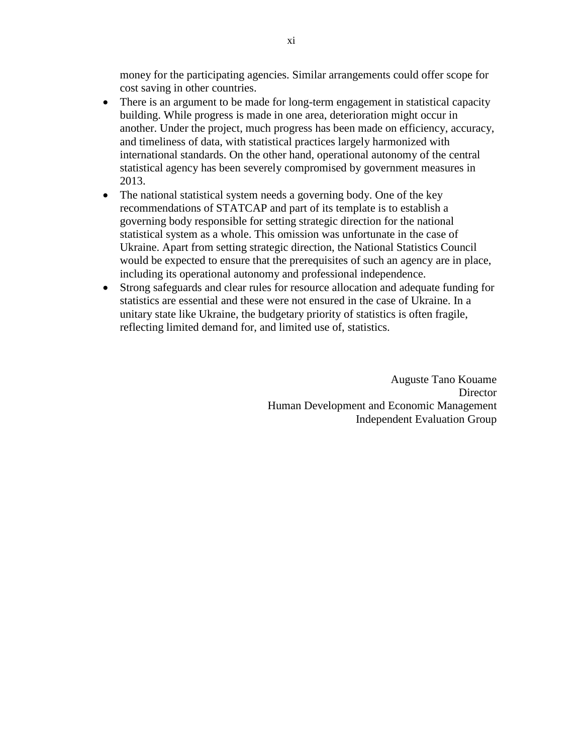money for the participating agencies. Similar arrangements could offer scope for cost saving in other countries.

- There is an argument to be made for long-term engagement in statistical capacity building. While progress is made in one area, deterioration might occur in another. Under the project, much progress has been made on efficiency, accuracy, and timeliness of data, with statistical practices largely harmonized with international standards. On the other hand, operational autonomy of the central statistical agency has been severely compromised by government measures in 2013.
- The national statistical system needs a governing body. One of the key recommendations of STATCAP and part of its template is to establish a governing body responsible for setting strategic direction for the national statistical system as a whole. This omission was unfortunate in the case of Ukraine. Apart from setting strategic direction, the National Statistics Council would be expected to ensure that the prerequisites of such an agency are in place, including its operational autonomy and professional independence.
- Strong safeguards and clear rules for resource allocation and adequate funding for statistics are essential and these were not ensured in the case of Ukraine. In a unitary state like Ukraine, the budgetary priority of statistics is often fragile, reflecting limited demand for, and limited use of, statistics.

Auguste Tano Kouame
Director
Human Development and Economic Management
Independent Evaluation Group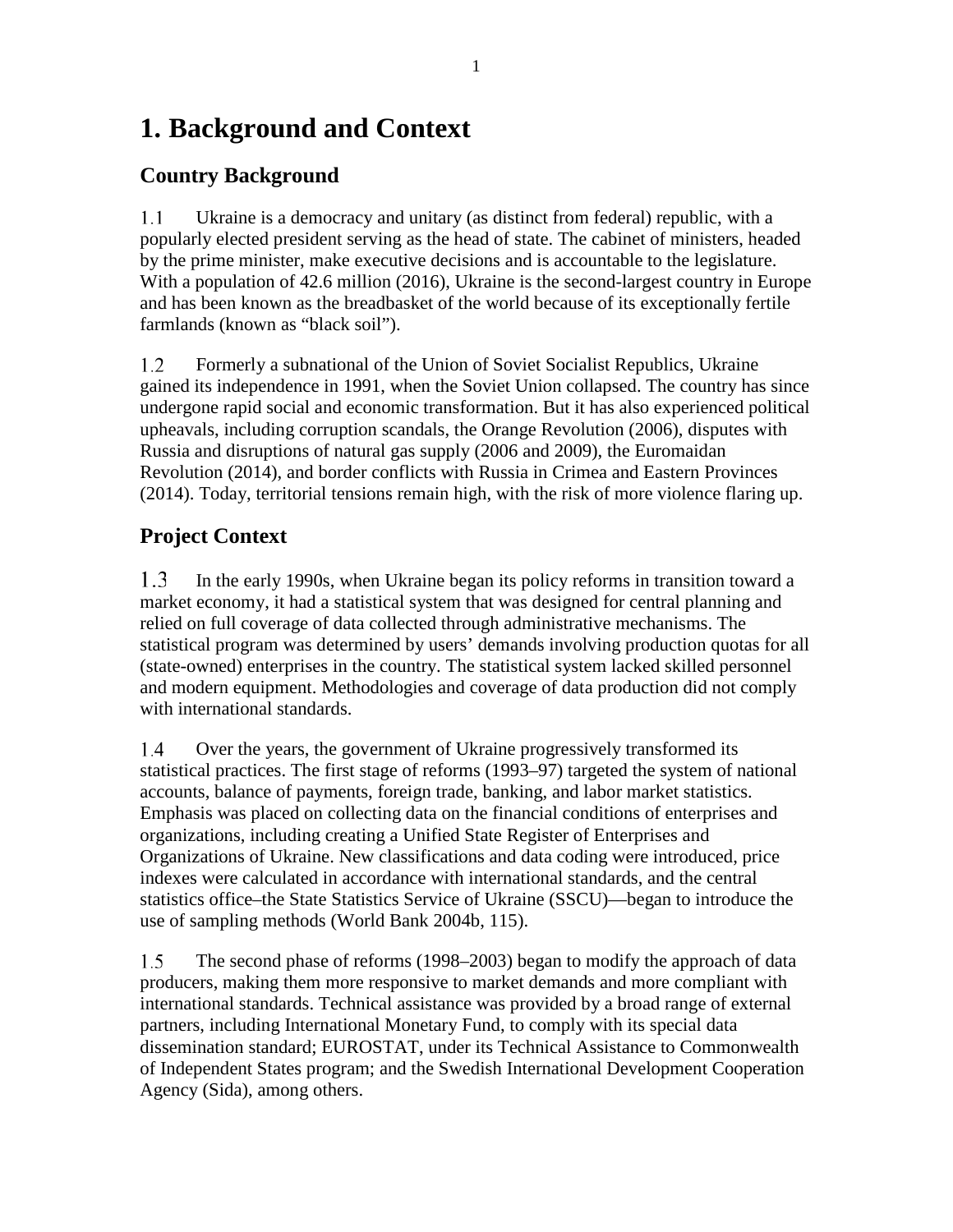# 1. Background and Context

## Country Background

1.1 Ukraine is a democracy and unitary (as distinct from federal) republic, with a popularly elected president serving as the head of state. The cabinet of ministers, headed by the prime minister, make executive decisions and is accountable to the legislature. With a population of 42.6 million (2016), Ukraine is the second-largest country in Europe and has been known as the breadbasket of the world because of its exceptionally fertile farmlands (known as "black soil").

1.2 Formerly a subnational of the Union of Soviet Socialist Republics, Ukraine gained its independence in 1991, when the Soviet Union collapsed. The country has since undergone rapid social and economic transformation. But it has also experienced political upheavals, including corruption scandals, the Orange Revolution (2006), disputes with Russia and disruptions of natural gas supply (2006 and 2009), the Euromaidan Revolution (2014), and border conflicts with Russia in Crimea and Eastern Provinces (2014). Today, territorial tensions remain high, with the risk of more violence flaring up.

## Project Context

1.3 In the early 1990s, when Ukraine began its policy reforms in transition toward a market economy, it had a statistical system that was designed for central planning and relied on full coverage of data collected through administrative mechanisms. The statistical program was determined by users' demands involving production quotas for all (state-owned) enterprises in the country. The statistical system lacked skilled personnel and modern equipment. Methodologies and coverage of data production did not comply with international standards.

1.4 Over the years, the government of Ukraine progressively transformed its statistical practices. The first stage of reforms (1993–97) targeted the system of national accounts, balance of payments, foreign trade, banking, and labor market statistics. Emphasis was placed on collecting data on the financial conditions of enterprises and organizations, including creating a Unified State Register of Enterprises and Organizations of Ukraine. New classifications and data coding were introduced, price indexes were calculated in accordance with international standards, and the central statistics office–the State Statistics Service of Ukraine (SSCU)—began to introduce the use of sampling methods (World Bank 2004b, 115).

1.5 The second phase of reforms (1998–2003) began to modify the approach of data producers, making them more responsive to market demands and more compliant with international standards. Technical assistance was provided by a broad range of external partners, including International Monetary Fund, to comply with its special data dissemination standard; EUROSTAT, under its Technical Assistance to Commonwealth of Independent States program; and the Swedish International Development Cooperation Agency (Sida), among others.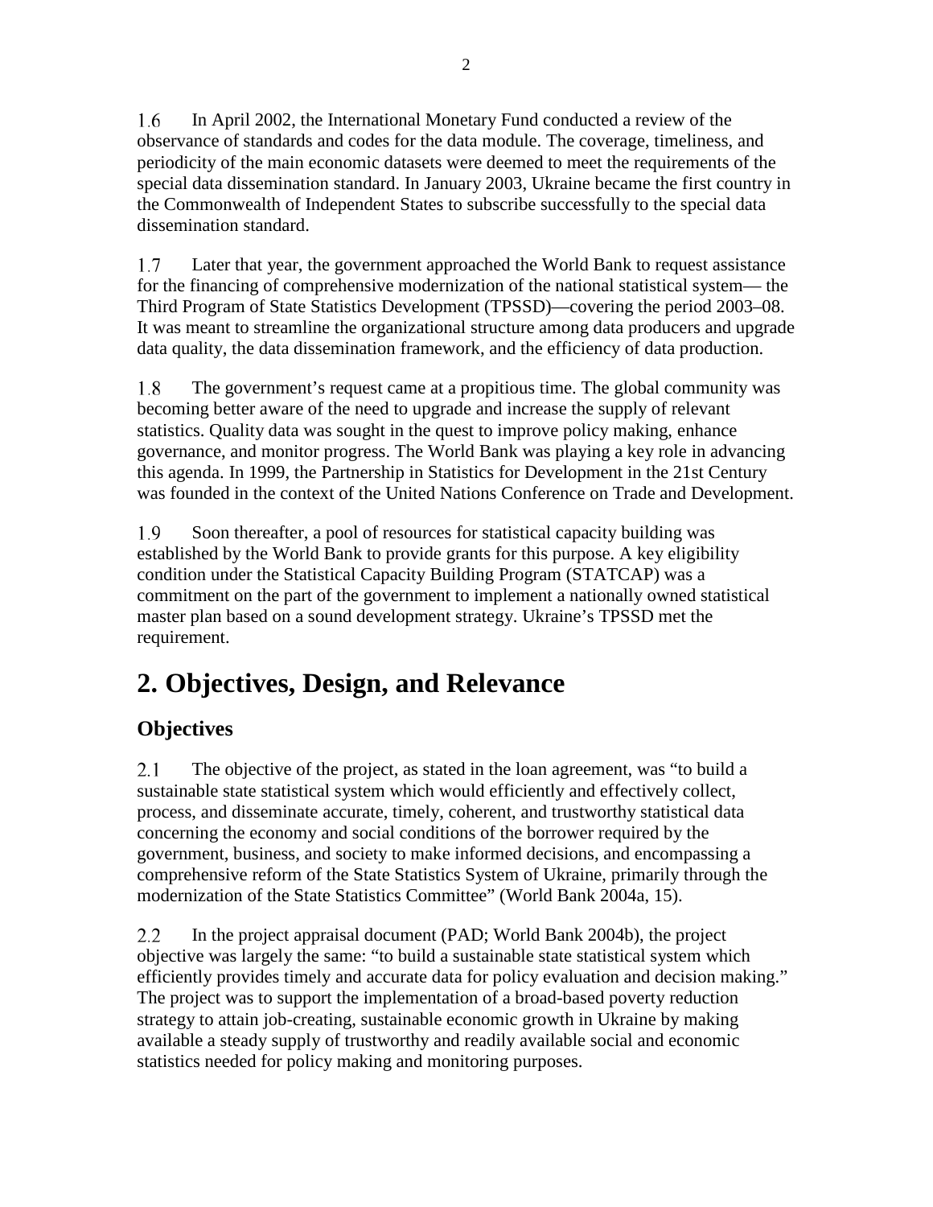1.6 In April 2002, the International Monetary Fund conducted a review of the observance of standards and codes for the data module. The coverage, timeliness, and periodicity of the main economic datasets were deemed to meet the requirements of the special data dissemination standard. In January 2003, Ukraine became the first country in the Commonwealth of Independent States to subscribe successfully to the special data dissemination standard.

1.7 Later that year, the government approached the World Bank to request assistance for the financing of comprehensive modernization of the national statistical system— the Third Program of State Statistics Development (TPSSD)—covering the period 2003–08. It was meant to streamline the organizational structure among data producers and upgrade data quality, the data dissemination framework, and the efficiency of data production.

1.8 The government's request came at a propitious time. The global community was becoming better aware of the need to upgrade and increase the supply of relevant statistics. Quality data was sought in the quest to improve policy making, enhance governance, and monitor progress. The World Bank was playing a key role in advancing this agenda. In 1999, the Partnership in Statistics for Development in the 21st Century was founded in the context of the United Nations Conference on Trade and Development.

1.9 Soon thereafter, a pool of resources for statistical capacity building was established by the World Bank to provide grants for this purpose. A key eligibility condition under the Statistical Capacity Building Program (STATCAP) was a commitment on the part of the government to implement a nationally owned statistical master plan based on a sound development strategy. Ukraine's TPSSD met the requirement.

# 2. Objectives, Design, and Relevance

## Objectives

2.1 The objective of the project, as stated in the loan agreement, was "to build a sustainable state statistical system which would efficiently and effectively collect, process, and disseminate accurate, timely, coherent, and trustworthy statistical data concerning the economy and social conditions of the borrower required by the government, business, and society to make informed decisions, and encompassing a comprehensive reform of the State Statistics System of Ukraine, primarily through the modernization of the State Statistics Committee" (World Bank 2004a, 15).

2.2 In the project appraisal document (PAD; World Bank 2004b), the project objective was largely the same: "to build a sustainable state statistical system which efficiently provides timely and accurate data for policy evaluation and decision making." The project was to support the implementation of a broad-based poverty reduction strategy to attain job-creating, sustainable economic growth in Ukraine by making available a steady supply of trustworthy and readily available social and economic statistics needed for policy making and monitoring purposes.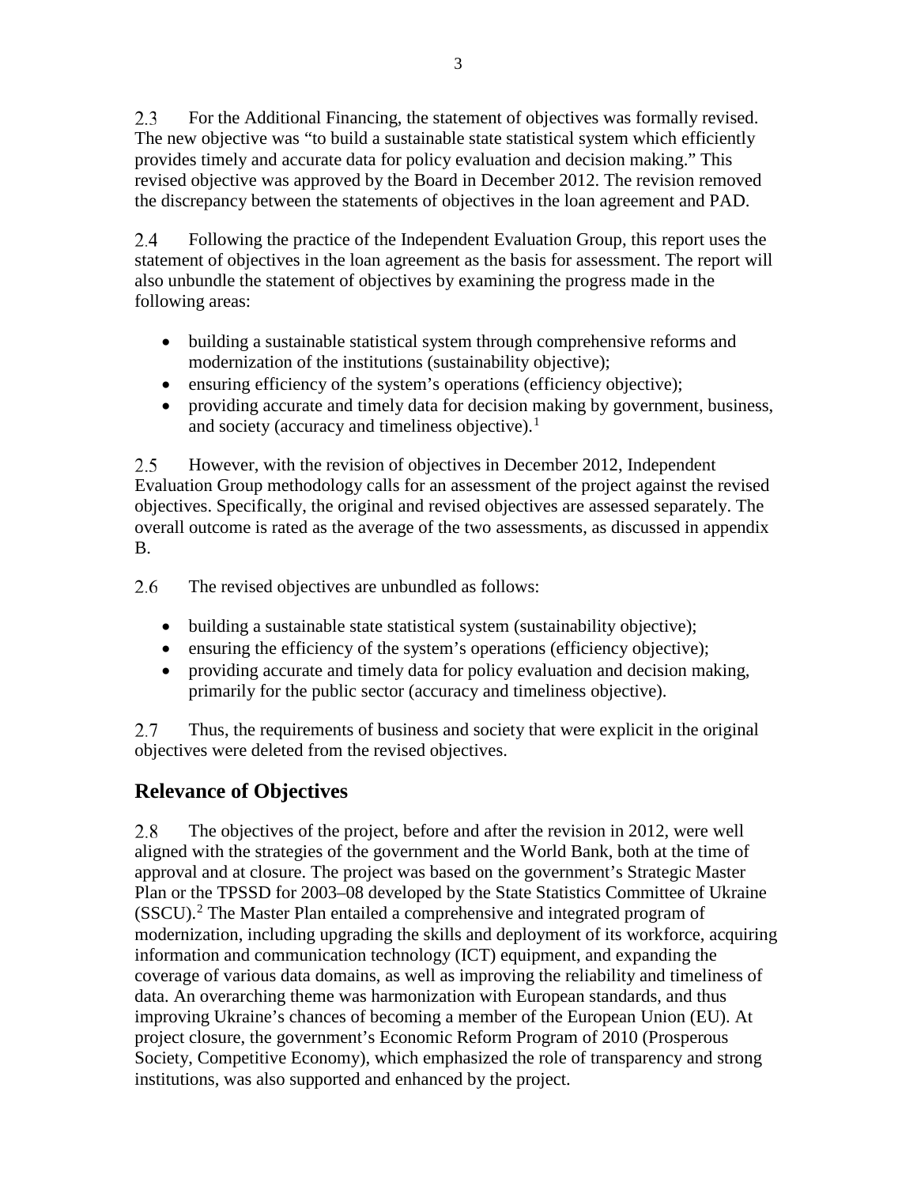2.3 For the Additional Financing, the statement of objectives was formally revised. The new objective was "to build a sustainable state statistical system which efficiently provides timely and accurate data for policy evaluation and decision making." This revised objective was approved by the Board in December 2012. The revision removed the discrepancy between the statements of objectives in the loan agreement and PAD.

2.4 Following the practice of the Independent Evaluation Group, this report uses the statement of objectives in the loan agreement as the basis for assessment. The report will also unbundle the statement of objectives by examining the progress made in the following areas:

- building a sustainable statistical system through comprehensive reforms and modernization of the institutions (sustainability objective);
- ensuring efficiency of the system's operations (efficiency objective);
- providing accurate and timely data for decision making by government, business, and society (accuracy and timeliness objective).[1]

2.5 However, with the revision of objectives in December 2012, Independent Evaluation Group methodology calls for an assessment of the project against the revised objectives. Specifically, the original and revised objectives are assessed separately. The overall outcome is rated as the average of the two assessments, as discussed in appendix B.

2.6 The revised objectives are unbundled as follows:

- building a sustainable state statistical system (sustainability objective);
- ensuring the efficiency of the system's operations (efficiency objective);
- providing accurate and timely data for policy evaluation and decision making, primarily for the public sector (accuracy and timeliness objective).

2.7 Thus, the requirements of business and society that were explicit in the original objectives were deleted from the revised objectives.

## Relevance of Objectives

2.8 The objectives of the project, before and after the revision in 2012, were well aligned with the strategies of the government and the World Bank, both at the time of approval and at closure. The project was based on the government's Strategic Master Plan or the TPSSD for 2003–08 developed by the State Statistics Committee of Ukraine (SSCU).[2] The Master Plan entailed a comprehensive and integrated program of modernization, including upgrading the skills and deployment of its workforce, acquiring information and communication technology (ICT) equipment, and expanding the coverage of various data domains, as well as improving the reliability and timeliness of data. An overarching theme was harmonization with European standards, and thus improving Ukraine's chances of becoming a member of the European Union (EU). At project closure, the government's Economic Reform Program of 2010 (Prosperous Society, Competitive Economy), which emphasized the role of transparency and strong institutions, was also supported and enhanced by the project.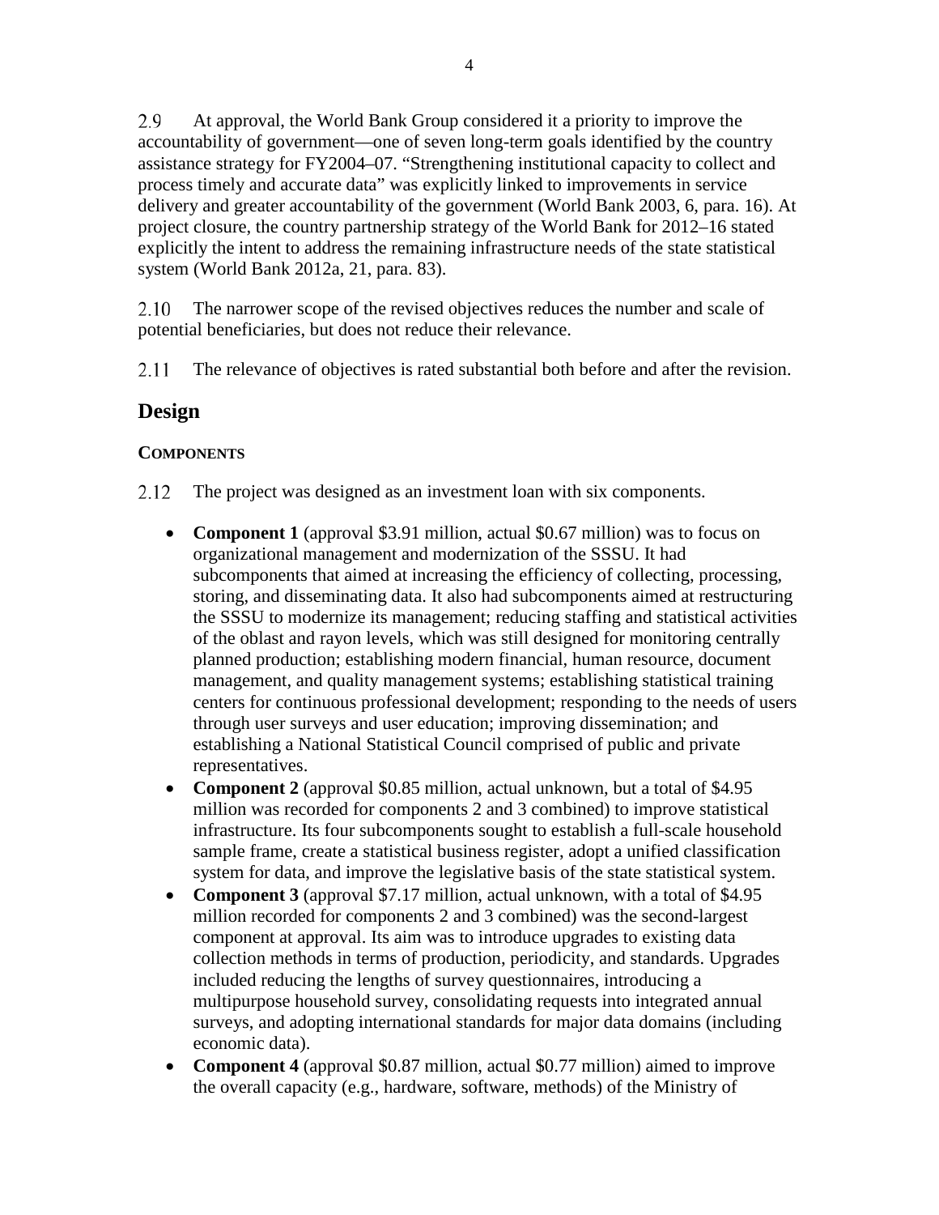2.9 At approval, the World Bank Group considered it a priority to improve the accountability of government—one of seven long-term goals identified by the country assistance strategy for FY2004–07. "Strengthening institutional capacity to collect and process timely and accurate data" was explicitly linked to improvements in service delivery and greater accountability of the government (World Bank 2003, 6, para. 16). At project closure, the country partnership strategy of the World Bank for 2012–16 stated explicitly the intent to address the remaining infrastructure needs of the state statistical system (World Bank 2012a, 21, para. 83).

2.10 The narrower scope of the revised objectives reduces the number and scale of potential beneficiaries, but does not reduce their relevance.

2.11 The relevance of objectives is rated substantial both before and after the revision.

## Design

### COMPONENTS

2.12 The project was designed as an investment loan with six components.

- **Component 1** (approval \$3.91 million, actual \$0.67 million) was to focus on organizational management and modernization of the SSSU. It had subcomponents that aimed at increasing the efficiency of collecting, processing, storing, and disseminating data. It also had subcomponents aimed at restructuring the SSSU to modernize its management; reducing staffing and statistical activities of the oblast and rayon levels, which was still designed for monitoring centrally planned production; establishing modern financial, human resource, document management, and quality management systems; establishing statistical training centers for continuous professional development; responding to the needs of users through user surveys and user education; improving dissemination; and establishing a National Statistical Council comprised of public and private representatives.
- **Component 2** (approval \$0.85 million, actual unknown, but a total of \$4.95 million was recorded for components 2 and 3 combined) to improve statistical infrastructure. Its four subcomponents sought to establish a full-scale household sample frame, create a statistical business register, adopt a unified classification system for data, and improve the legislative basis of the state statistical system.
- **Component 3** (approval \$7.17 million, actual unknown, with a total of \$4.95 million recorded for components 2 and 3 combined) was the second-largest component at approval. Its aim was to introduce upgrades to existing data collection methods in terms of production, periodicity, and standards. Upgrades included reducing the lengths of survey questionnaires, introducing a multipurpose household survey, consolidating requests into integrated annual surveys, and adopting international standards for major data domains (including economic data).
- **Component 4** (approval \$0.87 million, actual \$0.77 million) aimed to improve the overall capacity (e.g., hardware, software, methods) of the Ministry of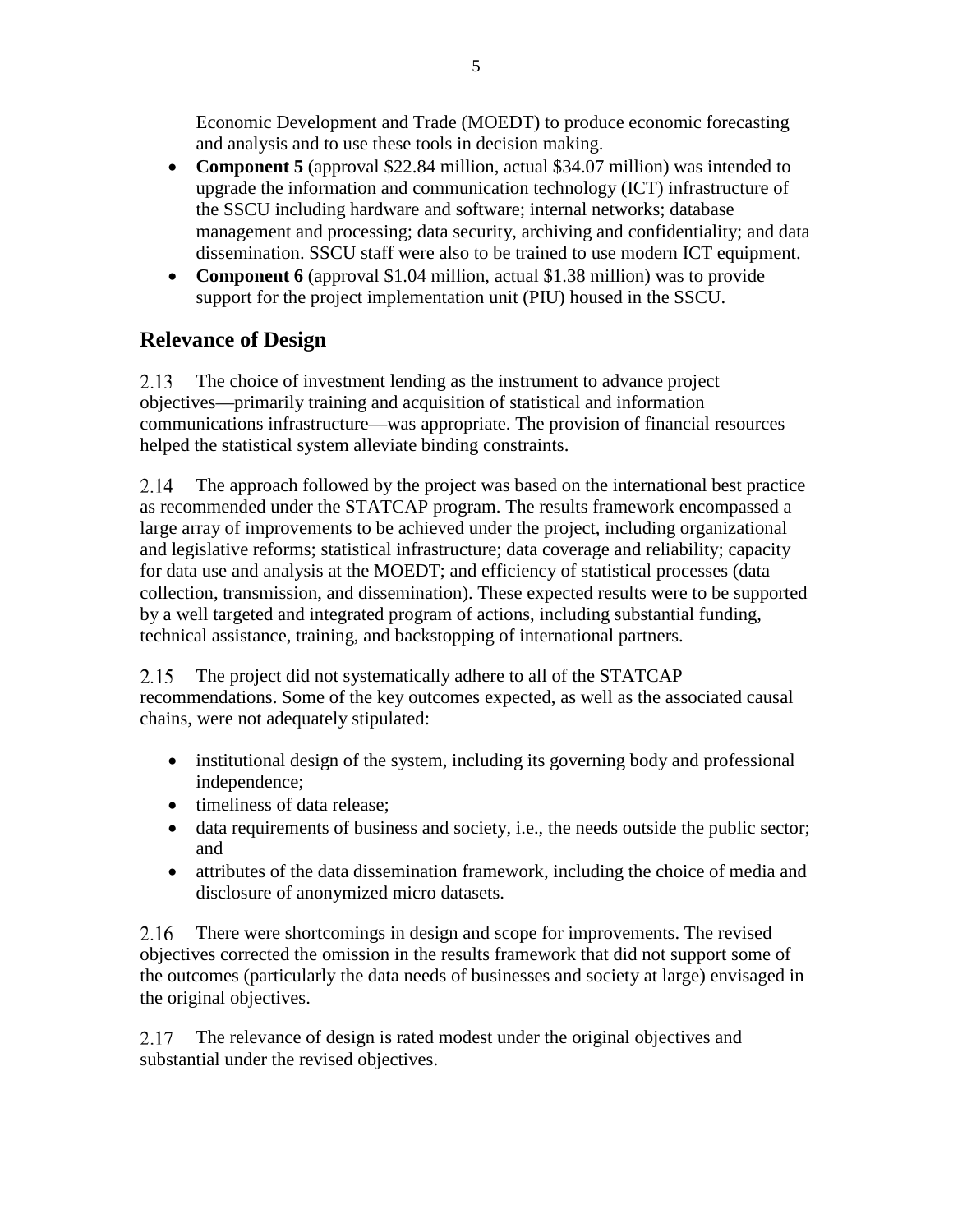Economic Development and Trade (MOEDT) to produce economic forecasting and analysis and to use these tools in decision making.

- **Component 5** (approval $22.84 million, actual $34.07 million) was intended to upgrade the information and communication technology (ICT) infrastructure of the SSCU including hardware and software; internal networks; database management and processing; data security, archiving and confidentiality; and data dissemination. SSCU staff were also to be trained to use modern ICT equipment.
- **Component 6** (approval $1.04 million, actual $1.38 million) was to provide support for the project implementation unit (PIU) housed in the SSCU.

## Relevance of Design

2.13 The choice of investment lending as the instrument to advance project objectives—primarily training and acquisition of statistical and information communications infrastructure—was appropriate. The provision of financial resources helped the statistical system alleviate binding constraints.

2.14 The approach followed by the project was based on the international best practice as recommended under the STATCAP program. The results framework encompassed a large array of improvements to be achieved under the project, including organizational and legislative reforms; statistical infrastructure; data coverage and reliability; capacity for data use and analysis at the MOEDT; and efficiency of statistical processes (data collection, transmission, and dissemination). These expected results were to be supported by a well targeted and integrated program of actions, including substantial funding, technical assistance, training, and backstopping of international partners.

2.15 The project did not systematically adhere to all of the STATCAP recommendations. Some of the key outcomes expected, as well as the associated causal chains, were not adequately stipulated:

- institutional design of the system, including its governing body and professional independence;
- timeliness of data release;
- data requirements of business and society, i.e., the needs outside the public sector; and
- attributes of the data dissemination framework, including the choice of media and disclosure of anonymized micro datasets.

2.16 There were shortcomings in design and scope for improvements. The revised objectives corrected the omission in the results framework that did not support some of the outcomes (particularly the data needs of businesses and society at large) envisaged in the original objectives.

2.17 The relevance of design is rated modest under the original objectives and substantial under the revised objectives.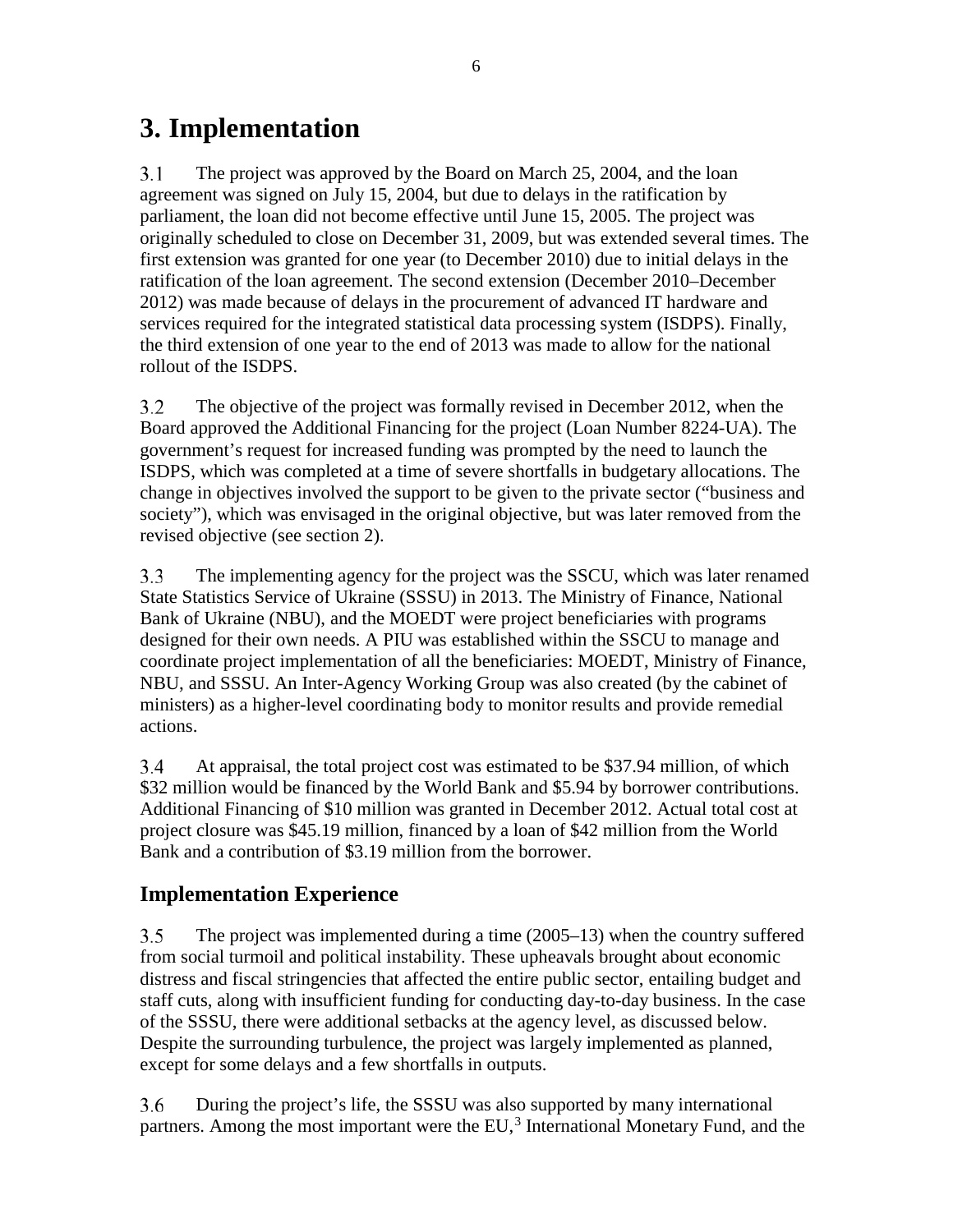# 3. Implementation

3.1 The project was approved by the Board on March 25, 2004, and the loan agreement was signed on July 15, 2004, but due to delays in the ratification by parliament, the loan did not become effective until June 15, 2005. The project was originally scheduled to close on December 31, 2009, but was extended several times. The first extension was granted for one year (to December 2010) due to initial delays in the ratification of the loan agreement. The second extension (December 2010–December 2012) was made because of delays in the procurement of advanced IT hardware and services required for the integrated statistical data processing system (ISDPS). Finally, the third extension of one year to the end of 2013 was made to allow for the national rollout of the ISDPS.

3.2 The objective of the project was formally revised in December 2012, when the Board approved the Additional Financing for the project (Loan Number 8224-UA). The government's request for increased funding was prompted by the need to launch the ISDPS, which was completed at a time of severe shortfalls in budgetary allocations. The change in objectives involved the support to be given to the private sector ("business and society"), which was envisaged in the original objective, but was later removed from the revised objective (see section 2).

3.3 The implementing agency for the project was the SSCU, which was later renamed State Statistics Service of Ukraine (SSSU) in 2013. The Ministry of Finance, National Bank of Ukraine (NBU), and the MOEDT were project beneficiaries with programs designed for their own needs. A PIU was established within the SSCU to manage and coordinate project implementation of all the beneficiaries: MOEDT, Ministry of Finance, NBU, and SSSU. An Inter-Agency Working Group was also created (by the cabinet of ministers) as a higher-level coordinating body to monitor results and provide remedial actions.

3.4 At appraisal, the total project cost was estimated to be $37.94 million, of which $32 million would be financed by the World Bank and $5.94 by borrower contributions. Additional Financing of $10 million was granted in December 2012. Actual total cost at project closure was $45.19 million, financed by a loan of $42 million from the World Bank and a contribution of $3.19 million from the borrower.

## Implementation Experience

3.5 The project was implemented during a time (2005–13) when the country suffered from social turmoil and political instability. These upheavals brought about economic distress and fiscal stringencies that affected the entire public sector, entailing budget and staff cuts, along with insufficient funding for conducting day-to-day business. In the case of the SSSU, there were additional setbacks at the agency level, as discussed below. Despite the surrounding turbulence, the project was largely implemented as planned, except for some delays and a few shortfalls in outputs.

3.6 During the project's life, the SSSU was also supported by many international partners. Among the most important were the EU,[3] International Monetary Fund, and the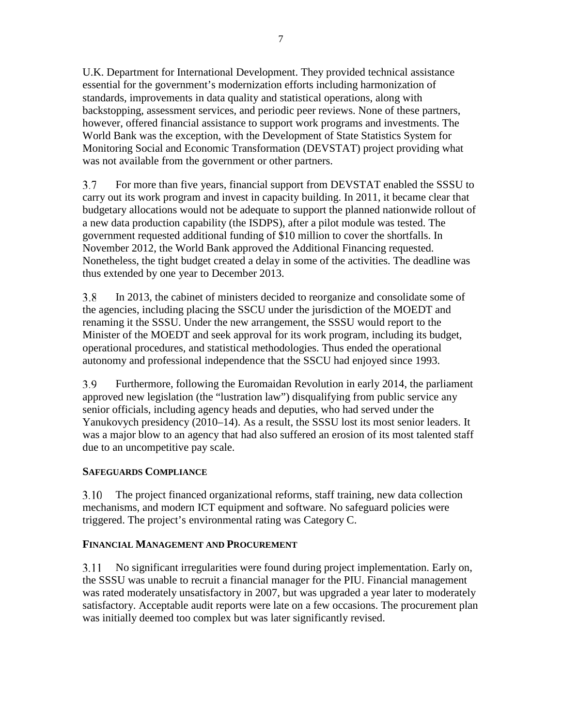U.K. Department for International Development. They provided technical assistance essential for the government's modernization efforts including harmonization of standards, improvements in data quality and statistical operations, along with backstopping, assessment services, and periodic peer reviews. None of these partners, however, offered financial assistance to support work programs and investments. The World Bank was the exception, with the Development of State Statistics System for Monitoring Social and Economic Transformation (DEVSTAT) project providing what was not available from the government or other partners.

3.7 For more than five years, financial support from DEVSTAT enabled the SSSU to carry out its work program and invest in capacity building. In 2011, it became clear that budgetary allocations would not be adequate to support the planned nationwide rollout of a new data production capability (the ISDPS), after a pilot module was tested. The government requested additional funding of $10 million to cover the shortfalls. In November 2012, the World Bank approved the Additional Financing requested. Nonetheless, the tight budget created a delay in some of the activities. The deadline was thus extended by one year to December 2013.

3.8 In 2013, the cabinet of ministers decided to reorganize and consolidate some of the agencies, including placing the SSCU under the jurisdiction of the MOEDT and renaming it the SSSU. Under the new arrangement, the SSSU would report to the Minister of the MOEDT and seek approval for its work program, including its budget, operational procedures, and statistical methodologies. Thus ended the operational autonomy and professional independence that the SSCU had enjoyed since 1993.

3.9 Furthermore, following the Euromaidan Revolution in early 2014, the parliament approved new legislation (the "lustration law") disqualifying from public service any senior officials, including agency heads and deputies, who had served under the Yanukovych presidency (2010–14). As a result, the SSSU lost its most senior leaders. It was a major blow to an agency that had also suffered an erosion of its most talented staff due to an uncompetitive pay scale.

### Safeguards Compliance

3.10 The project financed organizational reforms, staff training, new data collection mechanisms, and modern ICT equipment and software. No safeguard policies were triggered. The project's environmental rating was Category C.

### Financial Management and Procurement

3.11 No significant irregularities were found during project implementation. Early on, the SSSU was unable to recruit a financial manager for the PIU. Financial management was rated moderately unsatisfactory in 2007, but was upgraded a year later to moderately satisfactory. Acceptable audit reports were late on a few occasions. The procurement plan was initially deemed too complex but was later significantly revised.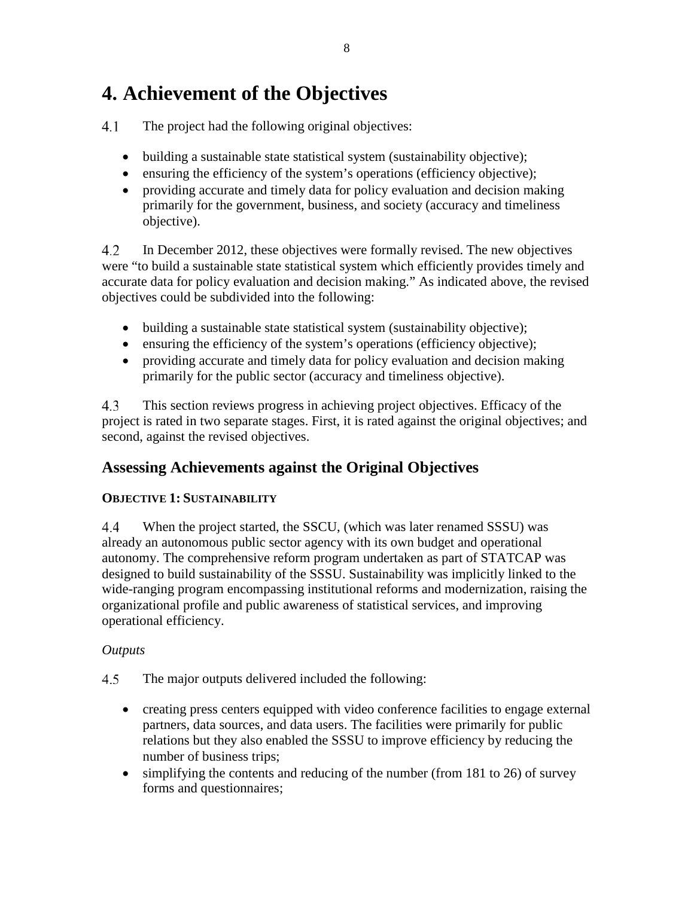# 4. Achievement of the Objectives

4.1 The project had the following original objectives:

- building a sustainable state statistical system (sustainability objective);
- ensuring the efficiency of the system's operations (efficiency objective);
- providing accurate and timely data for policy evaluation and decision making primarily for the government, business, and society (accuracy and timeliness objective).

4.2 In December 2012, these objectives were formally revised. The new objectives were "to build a sustainable state statistical system which efficiently provides timely and accurate data for policy evaluation and decision making." As indicated above, the revised objectives could be subdivided into the following:

- building a sustainable state statistical system (sustainability objective);
- ensuring the efficiency of the system's operations (efficiency objective);
- providing accurate and timely data for policy evaluation and decision making primarily for the public sector (accuracy and timeliness objective).

4.3 This section reviews progress in achieving project objectives. Efficacy of the project is rated in two separate stages. First, it is rated against the original objectives; and second, against the revised objectives.

## Assessing Achievements against the Original Objectives

### OBJECTIVE 1: SUSTAINABILITY

4.4 When the project started, the SSCU, (which was later renamed SSSU) was already an autonomous public sector agency with its own budget and operational autonomy. The comprehensive reform program undertaken as part of STATCAP was designed to build sustainability of the SSSU. Sustainability was implicitly linked to the wide-ranging program encompassing institutional reforms and modernization, raising the organizational profile and public awareness of statistical services, and improving operational efficiency.

*Outputs*

4.5 The major outputs delivered included the following:

- creating press centers equipped with video conference facilities to engage external partners, data sources, and data users. The facilities were primarily for public relations but they also enabled the SSSU to improve efficiency by reducing the number of business trips;
- simplifying the contents and reducing of the number (from 181 to 26) of survey forms and questionnaires;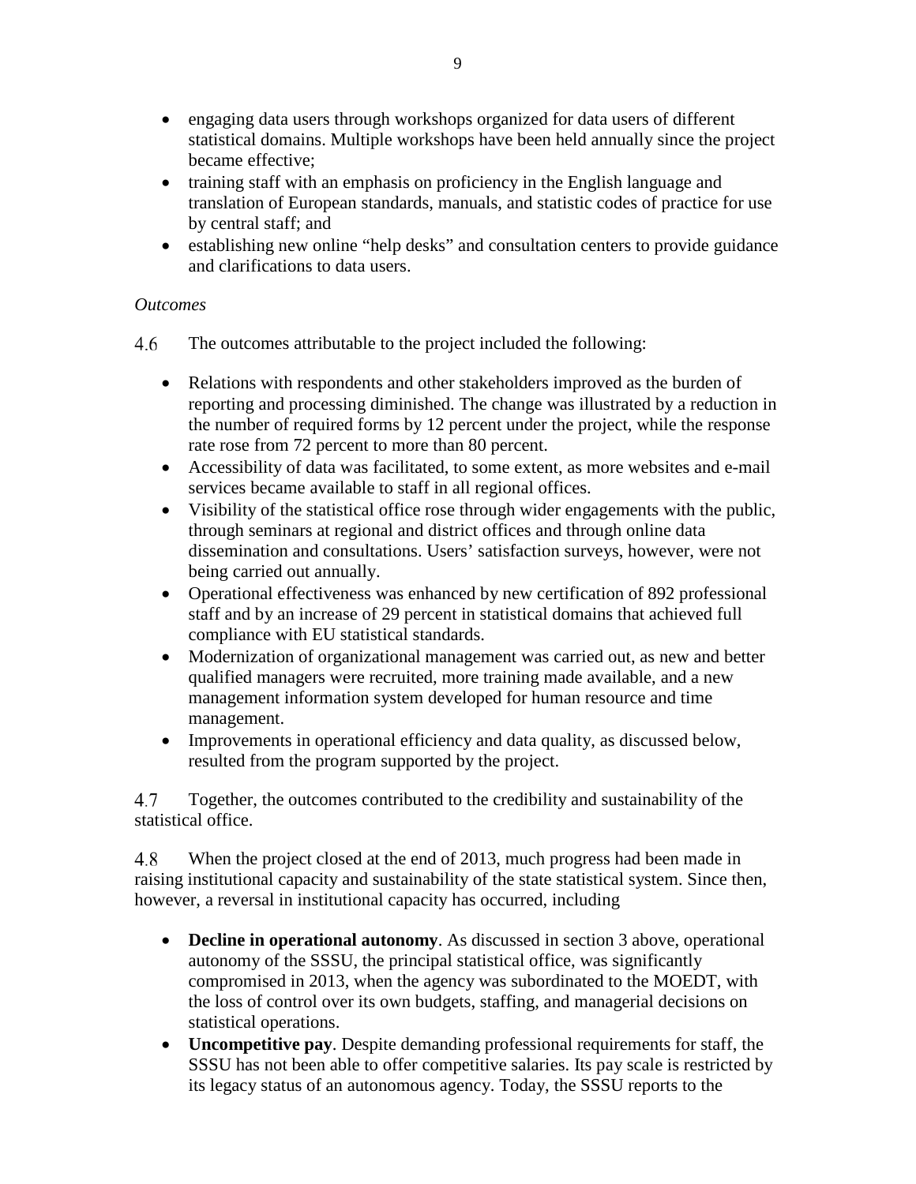- engaging data users through workshops organized for data users of different statistical domains. Multiple workshops have been held annually since the project became effective;
- training staff with an emphasis on proficiency in the English language and translation of European standards, manuals, and statistic codes of practice for use by central staff; and
- establishing new online "help desks" and consultation centers to provide guidance and clarifications to data users.

*Outcomes*

4.6 The outcomes attributable to the project included the following:

- Relations with respondents and other stakeholders improved as the burden of reporting and processing diminished. The change was illustrated by a reduction in the number of required forms by 12 percent under the project, while the response rate rose from 72 percent to more than 80 percent.
- Accessibility of data was facilitated, to some extent, as more websites and e-mail services became available to staff in all regional offices.
- Visibility of the statistical office rose through wider engagements with the public, through seminars at regional and district offices and through online data dissemination and consultations. Users' satisfaction surveys, however, were not being carried out annually.
- Operational effectiveness was enhanced by new certification of 892 professional staff and by an increase of 29 percent in statistical domains that achieved full compliance with EU statistical standards.
- Modernization of organizational management was carried out, as new and better qualified managers were recruited, more training made available, and a new management information system developed for human resource and time management.
- Improvements in operational efficiency and data quality, as discussed below, resulted from the program supported by the project.

4.7 Together, the outcomes contributed to the credibility and sustainability of the statistical office.

4.8 When the project closed at the end of 2013, much progress had been made in raising institutional capacity and sustainability of the state statistical system. Since then, however, a reversal in institutional capacity has occurred, including

- **Decline in operational autonomy**. As discussed in section 3 above, operational autonomy of the SSSU, the principal statistical office, was significantly compromised in 2013, when the agency was subordinated to the MOEDT, with the loss of control over its own budgets, staffing, and managerial decisions on statistical operations.
- **Uncompetitive pay**. Despite demanding professional requirements for staff, the SSSU has not been able to offer competitive salaries. Its pay scale is restricted by its legacy status of an autonomous agency. Today, the SSSU reports to the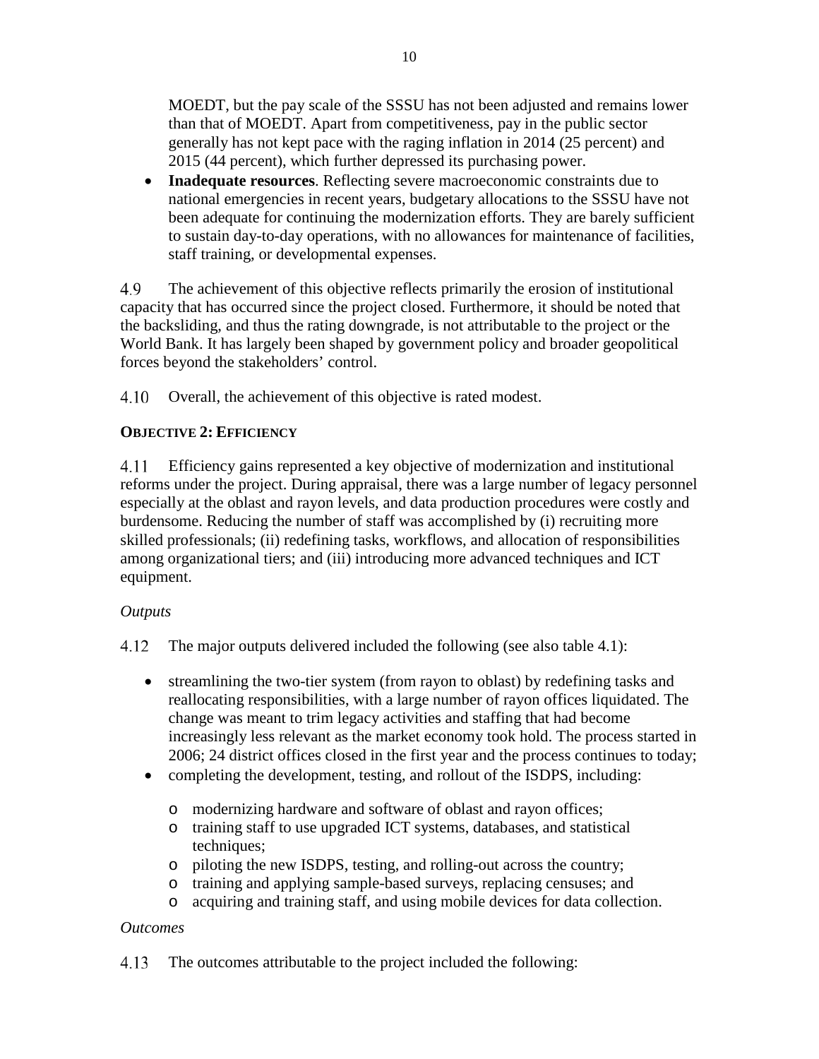MOEDT, but the pay scale of the SSSU has not been adjusted and remains lower than that of MOEDT. Apart from competitiveness, pay in the public sector generally has not kept pace with the raging inflation in 2014 (25 percent) and 2015 (44 percent), which further depressed its purchasing power.

- **Inadequate resources**. Reflecting severe macroeconomic constraints due to national emergencies in recent years, budgetary allocations to the SSSU have not been adequate for continuing the modernization efforts. They are barely sufficient to sustain day-to-day operations, with no allowances for maintenance of facilities, staff training, or developmental expenses.

4.9 The achievement of this objective reflects primarily the erosion of institutional capacity that has occurred since the project closed. Furthermore, it should be noted that the backsliding, and thus the rating downgrade, is not attributable to the project or the World Bank. It has largely been shaped by government policy and broader geopolitical forces beyond the stakeholders' control.

4.10 Overall, the achievement of this objective is rated modest.

### OBJECTIVE 2: EFFICIENCY

4.11 Efficiency gains represented a key objective of modernization and institutional reforms under the project. During appraisal, there was a large number of legacy personnel especially at the oblast and rayon levels, and data production procedures were costly and burdensome. Reducing the number of staff was accomplished by (i) recruiting more skilled professionals; (ii) redefining tasks, workflows, and allocation of responsibilities among organizational tiers; and (iii) introducing more advanced techniques and ICT equipment.

*Outputs*

4.12 The major outputs delivered included the following (see also table 4.1):

- streamlining the two-tier system (from rayon to oblast) by redefining tasks and reallocating responsibilities, with a large number of rayon offices liquidated. The change was meant to trim legacy activities and staffing that had become increasingly less relevant as the market economy took hold. The process started in 2006; 24 district offices closed in the first year and the process continues to today;
- completing the development, testing, and rollout of the ISDPS, including:
  - modernizing hardware and software of oblast and rayon offices;
  - training staff to use upgraded ICT systems, databases, and statistical techniques;
  - piloting the new ISDPS, testing, and rolling-out across the country;
  - training and applying sample-based surveys, replacing censuses; and
  - acquiring and training staff, and using mobile devices for data collection.

*Outcomes*

4.13 The outcomes attributable to the project included the following: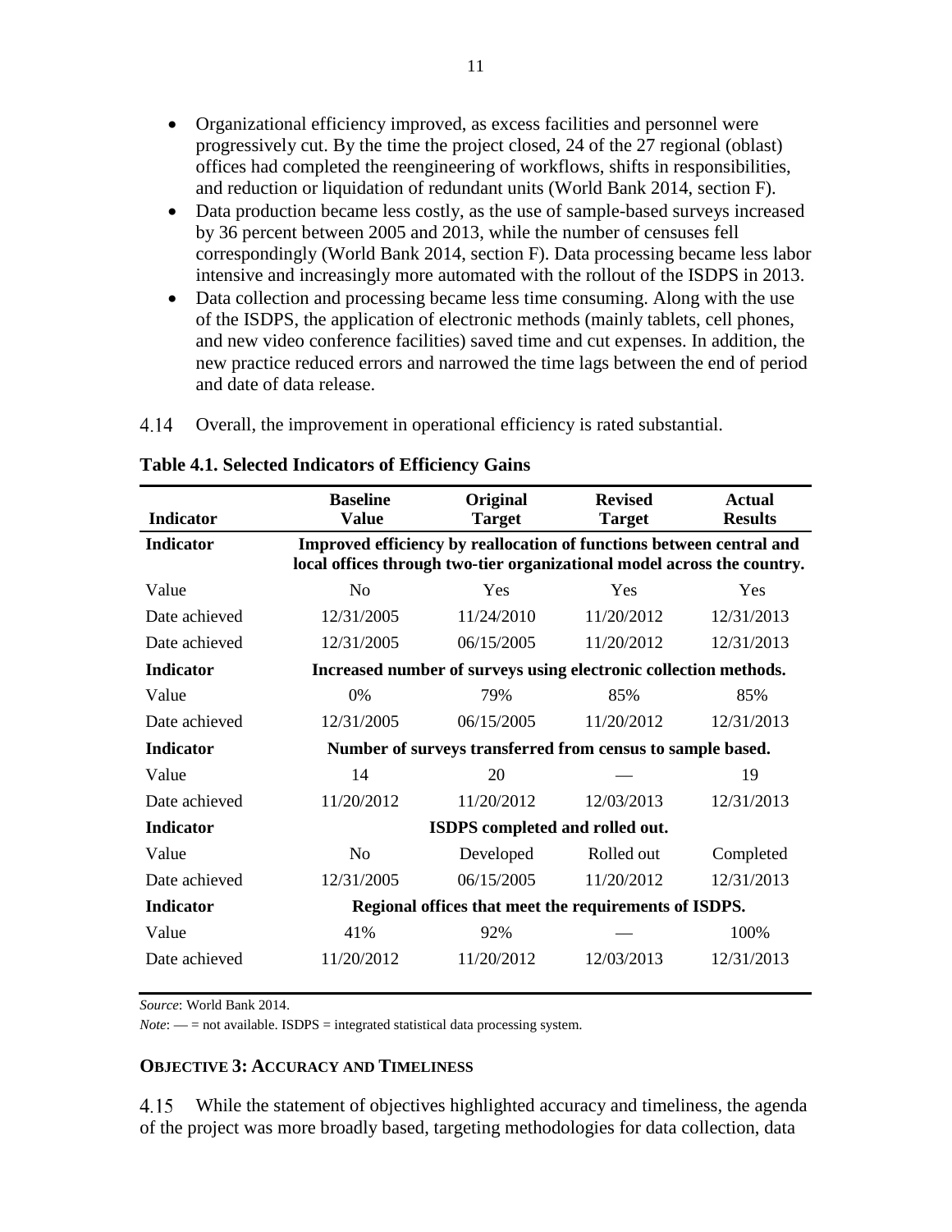- Organizational efficiency improved, as excess facilities and personnel were progressively cut. By the time the project closed, 24 of the 27 regional (oblast) offices had completed the reengineering of workflows, shifts in responsibilities, and reduction or liquidation of redundant units (World Bank 2014, section F).
- Data production became less costly, as the use of sample-based surveys increased by 36 percent between 2005 and 2013, while the number of censuses fell correspondingly (World Bank 2014, section F). Data processing became less labor intensive and increasingly more automated with the rollout of the ISDPS in 2013.
- Data collection and processing became less time consuming. Along with the use of the ISDPS, the application of electronic methods (mainly tablets, cell phones, and new video conference facilities) saved time and cut expenses. In addition, the new practice reduced errors and narrowed the time lags between the end of period and date of data release.

4.14 Overall, the improvement in operational efficiency is rated substantial.

**Table 4.1. Selected Indicators of Efficiency Gains**

| Indicator | Baseline Value | Original Target | Revised Target | Actual Results |
|---|---|---|---|---|
| **Indicator** | **Improved efficiency by reallocation of functions between central and local offices through two-tier organizational model across the country.** | | | |
| Value | No | Yes | Yes | Yes |
| Date achieved | 12/31/2005 | 11/24/2010 | 11/20/2012 | 12/31/2013 |
| Date achieved | 12/31/2005 | 06/15/2005 | 11/20/2012 | 12/31/2013 |
| **Indicator** | **Increased number of surveys using electronic collection methods.** | | | |
| Value | 0% | 79% | 85% | 85% |
| Date achieved | 12/31/2005 | 06/15/2005 | 11/20/2012 | 12/31/2013 |
| **Indicator** | **Number of surveys transferred from census to sample based.** | | | |
| Value | 14 | 20 | — | 19 |
| Date achieved | 11/20/2012 | 11/20/2012 | 12/03/2013 | 12/31/2013 |
| **Indicator** | **ISDPS completed and rolled out.** | | | |
| Value | No | Developed | Rolled out | Completed |
| Date achieved | 12/31/2005 | 06/15/2005 | 11/20/2012 | 12/31/2013 |
| **Indicator** | **Regional offices that meet the requirements of ISDPS.** | | | |
| Value | 41% | 92% | — | 100% |
| Date achieved | 11/20/2012 | 11/20/2012 | 12/03/2013 | 12/31/2013 |

*Source*: World Bank 2014.

*Note*: — = not available. ISDPS = integrated statistical data processing system.

### OBJECTIVE 3: ACCURACY AND TIMELINESS

4.15 While the statement of objectives highlighted accuracy and timeliness, the agenda of the project was more broadly based, targeting methodologies for data collection, data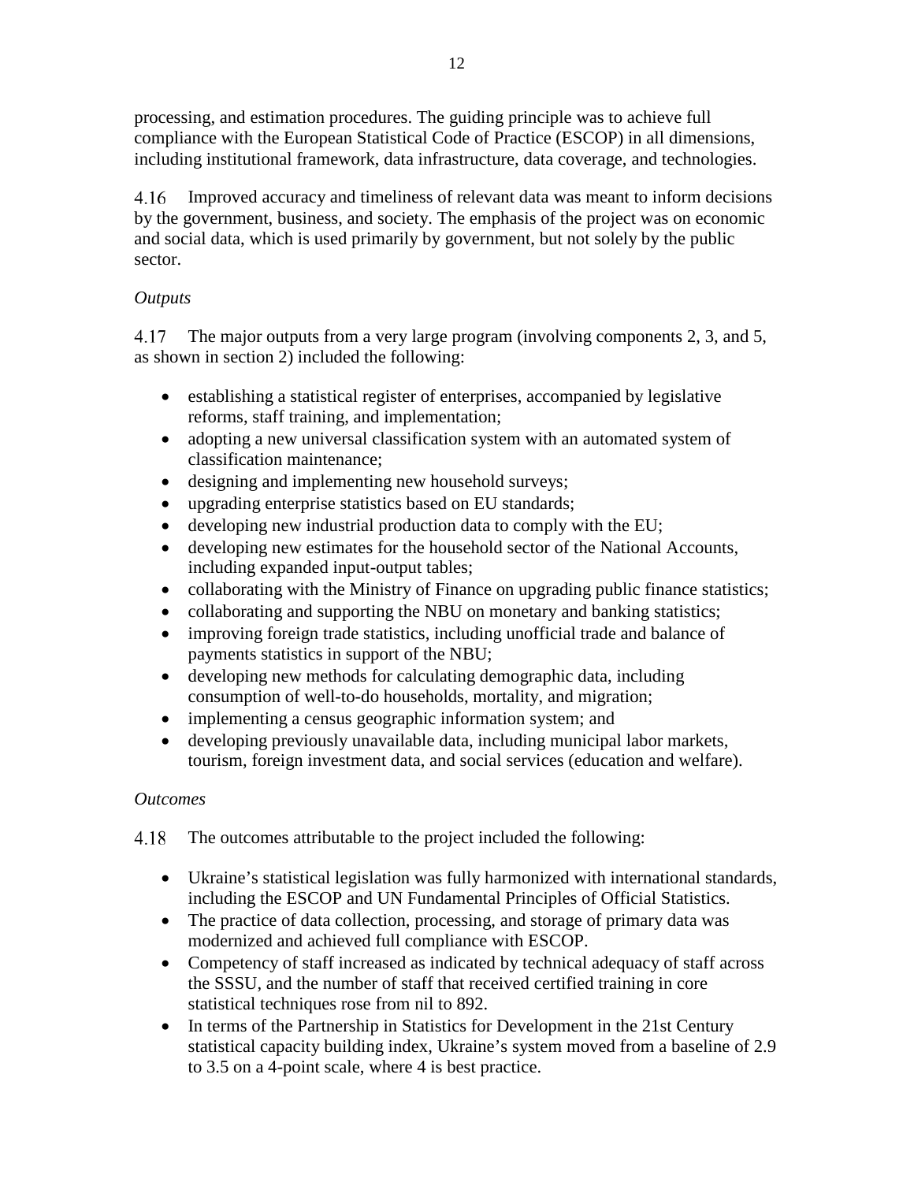processing, and estimation procedures. The guiding principle was to achieve full compliance with the European Statistical Code of Practice (ESCOP) in all dimensions, including institutional framework, data infrastructure, data coverage, and technologies.

4.16 Improved accuracy and timeliness of relevant data was meant to inform decisions by the government, business, and society. The emphasis of the project was on economic and social data, which is used primarily by government, but not solely by the public sector.

*Outputs*

4.17 The major outputs from a very large program (involving components 2, 3, and 5, as shown in section 2) included the following:

- establishing a statistical register of enterprises, accompanied by legislative reforms, staff training, and implementation;
- adopting a new universal classification system with an automated system of classification maintenance;
- designing and implementing new household surveys;
- upgrading enterprise statistics based on EU standards;
- developing new industrial production data to comply with the EU;
- developing new estimates for the household sector of the National Accounts, including expanded input-output tables;
- collaborating with the Ministry of Finance on upgrading public finance statistics;
- collaborating and supporting the NBU on monetary and banking statistics;
- improving foreign trade statistics, including unofficial trade and balance of payments statistics in support of the NBU;
- developing new methods for calculating demographic data, including consumption of well-to-do households, mortality, and migration;
- implementing a census geographic information system; and
- developing previously unavailable data, including municipal labor markets, tourism, foreign investment data, and social services (education and welfare).

*Outcomes*

4.18 The outcomes attributable to the project included the following:

- Ukraine's statistical legislation was fully harmonized with international standards, including the ESCOP and UN Fundamental Principles of Official Statistics.
- The practice of data collection, processing, and storage of primary data was modernized and achieved full compliance with ESCOP.
- Competency of staff increased as indicated by technical adequacy of staff across the SSSU, and the number of staff that received certified training in core statistical techniques rose from nil to 892.
- In terms of the Partnership in Statistics for Development in the 21st Century statistical capacity building index, Ukraine's system moved from a baseline of 2.9 to 3.5 on a 4-point scale, where 4 is best practice.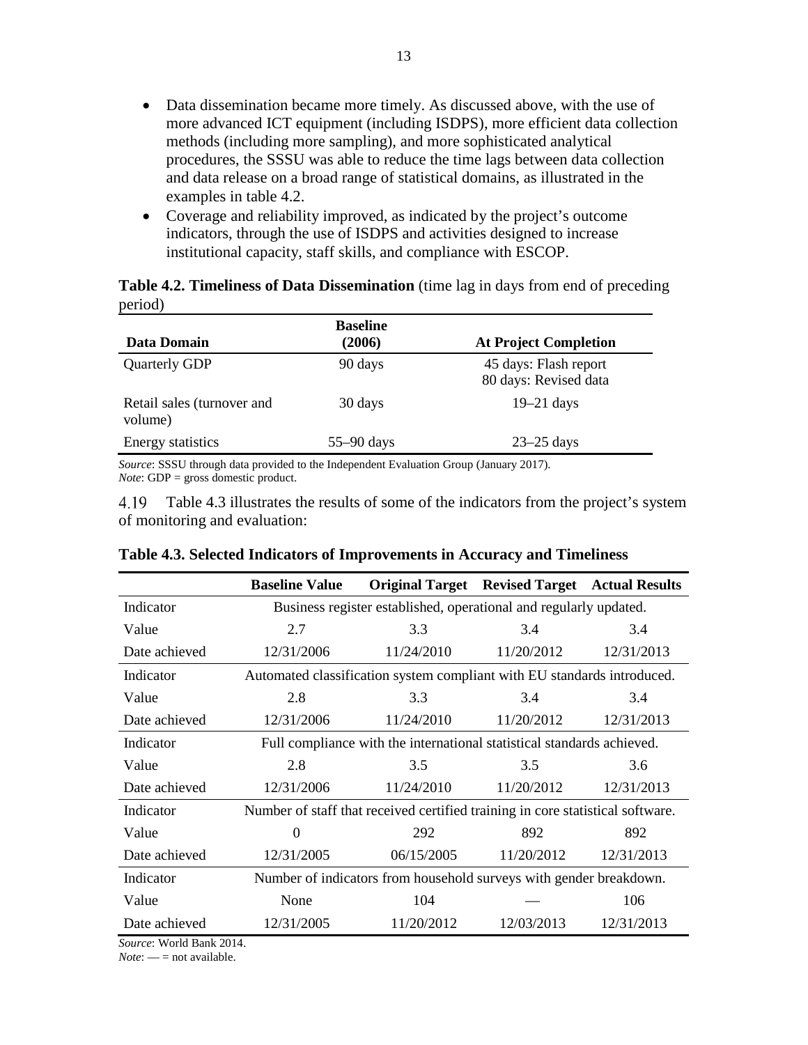- Data dissemination became more timely. As discussed above, with the use of more advanced ICT equipment (including ISDPS), more efficient data collection methods (including more sampling), and more sophisticated analytical procedures, the SSSU was able to reduce the time lags between data collection and data release on a broad range of statistical domains, as illustrated in the examples in table 4.2.
- Coverage and reliability improved, as indicated by the project's outcome indicators, through the use of ISDPS and activities designed to increase institutional capacity, staff skills, and compliance with ESCOP.

**Table 4.2. Timeliness of Data Dissemination** (time lag in days from end of preceding period)

| Data Domain | Baseline (2006) | At Project Completion |
|---|---|---|
| Quarterly GDP | 90 days | 45 days: Flash report<br>80 days: Revised data |
| Retail sales (turnover and volume) | 30 days | 19–21 days |
| Energy statistics | 55–90 days | 23–25 days |

*Source*: SSSU through data provided to the Independent Evaluation Group (January 2017).
*Note*: GDP = gross domestic product.

4.19 Table 4.3 illustrates the results of some of the indicators from the project's system of monitoring and evaluation:

**Table 4.3. Selected Indicators of Improvements in Accuracy and Timeliness**

| | Baseline Value | Original Target | Revised Target | Actual Results |
|---|---|---|---|---|
| Indicator | Business register established, operational and regularly updated. | | | |
| Value | 2.7 | 3.3 | 3.4 | 3.4 |
| Date achieved | 12/31/2006 | 11/24/2010 | 11/20/2012 | 12/31/2013 |
| Indicator | Automated classification system compliant with EU standards introduced. | | | |
| Value | 2.8 | 3.3 | 3.4 | 3.4 |
| Date achieved | 12/31/2006 | 11/24/2010 | 11/20/2012 | 12/31/2013 |
| Indicator | Full compliance with the international statistical standards achieved. | | | |
| Value | 2.8 | 3.5 | 3.5 | 3.6 |
| Date achieved | 12/31/2006 | 11/24/2010 | 11/20/2012 | 12/31/2013 |
| Indicator | Number of staff that received certified training in core statistical software. | | | |
| Value | 0 | 292 | 892 | 892 |
| Date achieved | 12/31/2005 | 06/15/2005 | 11/20/2012 | 12/31/2013 |
| Indicator | Number of indicators from household surveys with gender breakdown. | | | |
| Value | None | 104 | — | 106 |
| Date achieved | 12/31/2005 | 11/20/2012 | 12/03/2013 | 12/31/2013 |

*Source*: World Bank 2014.
*Note*: — = not available.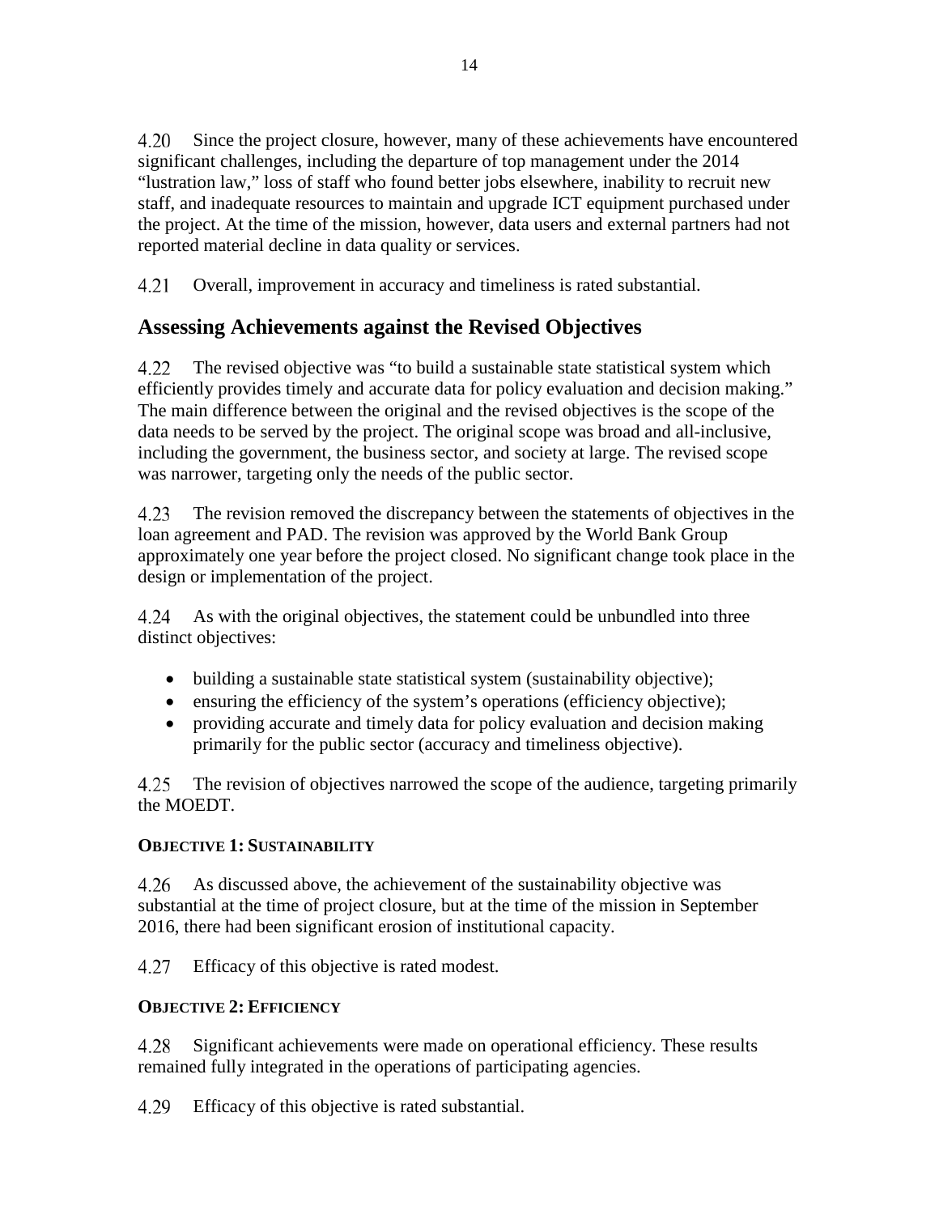4.20 Since the project closure, however, many of these achievements have encountered significant challenges, including the departure of top management under the 2014 "lustration law," loss of staff who found better jobs elsewhere, inability to recruit new staff, and inadequate resources to maintain and upgrade ICT equipment purchased under the project. At the time of the mission, however, data users and external partners had not reported material decline in data quality or services.

4.21 Overall, improvement in accuracy and timeliness is rated substantial.

## Assessing Achievements against the Revised Objectives

4.22 The revised objective was "to build a sustainable state statistical system which efficiently provides timely and accurate data for policy evaluation and decision making." The main difference between the original and the revised objectives is the scope of the data needs to be served by the project. The original scope was broad and all-inclusive, including the government, the business sector, and society at large. The revised scope was narrower, targeting only the needs of the public sector.

4.23 The revision removed the discrepancy between the statements of objectives in the loan agreement and PAD. The revision was approved by the World Bank Group approximately one year before the project closed. No significant change took place in the design or implementation of the project.

4.24 As with the original objectives, the statement could be unbundled into three distinct objectives:

- building a sustainable state statistical system (sustainability objective);
- ensuring the efficiency of the system's operations (efficiency objective);
- providing accurate and timely data for policy evaluation and decision making primarily for the public sector (accuracy and timeliness objective).

4.25 The revision of objectives narrowed the scope of the audience, targeting primarily the MOEDT.

#### OBJECTIVE 1: SUSTAINABILITY

4.26 As discussed above, the achievement of the sustainability objective was substantial at the time of project closure, but at the time of the mission in September 2016, there had been significant erosion of institutional capacity.

4.27 Efficacy of this objective is rated modest.

#### OBJECTIVE 2: EFFICIENCY

4.28 Significant achievements were made on operational efficiency. These results remained fully integrated in the operations of participating agencies.

4.29 Efficacy of this objective is rated substantial.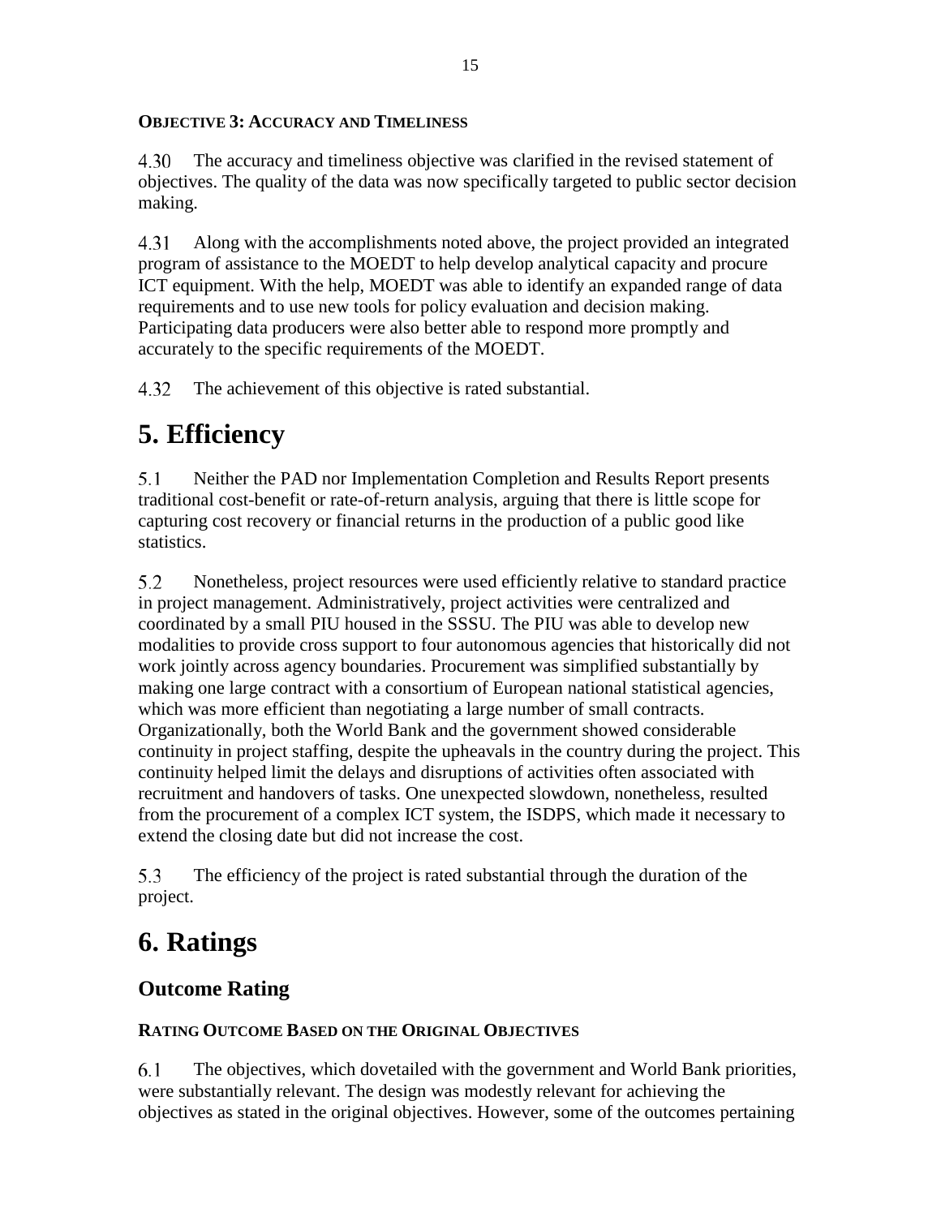#### OBJECTIVE 3: ACCURACY AND TIMELINESS

4.30 The accuracy and timeliness objective was clarified in the revised statement of objectives. The quality of the data was now specifically targeted to public sector decision making.

4.31 Along with the accomplishments noted above, the project provided an integrated program of assistance to the MOEDT to help develop analytical capacity and procure ICT equipment. With the help, MOEDT was able to identify an expanded range of data requirements and to use new tools for policy evaluation and decision making. Participating data producers were also better able to respond more promptly and accurately to the specific requirements of the MOEDT.

4.32 The achievement of this objective is rated substantial.

# 5. Efficiency

5.1 Neither the PAD nor Implementation Completion and Results Report presents traditional cost-benefit or rate-of-return analysis, arguing that there is little scope for capturing cost recovery or financial returns in the production of a public good like statistics.

5.2 Nonetheless, project resources were used efficiently relative to standard practice in project management. Administratively, project activities were centralized and coordinated by a small PIU housed in the SSSU. The PIU was able to develop new modalities to provide cross support to four autonomous agencies that historically did not work jointly across agency boundaries. Procurement was simplified substantially by making one large contract with a consortium of European national statistical agencies, which was more efficient than negotiating a large number of small contracts. Organizationally, both the World Bank and the government showed considerable continuity in project staffing, despite the upheavals in the country during the project. This continuity helped limit the delays and disruptions of activities often associated with recruitment and handovers of tasks. One unexpected slowdown, nonetheless, resulted from the procurement of a complex ICT system, the ISDPS, which made it necessary to extend the closing date but did not increase the cost.

5.3 The efficiency of the project is rated substantial through the duration of the project.

# 6. Ratings

## Outcome Rating

#### RATING OUTCOME BASED ON THE ORIGINAL OBJECTIVES

6.1 The objectives, which dovetailed with the government and World Bank priorities, were substantially relevant. The design was modestly relevant for achieving the objectives as stated in the original objectives. However, some of the outcomes pertaining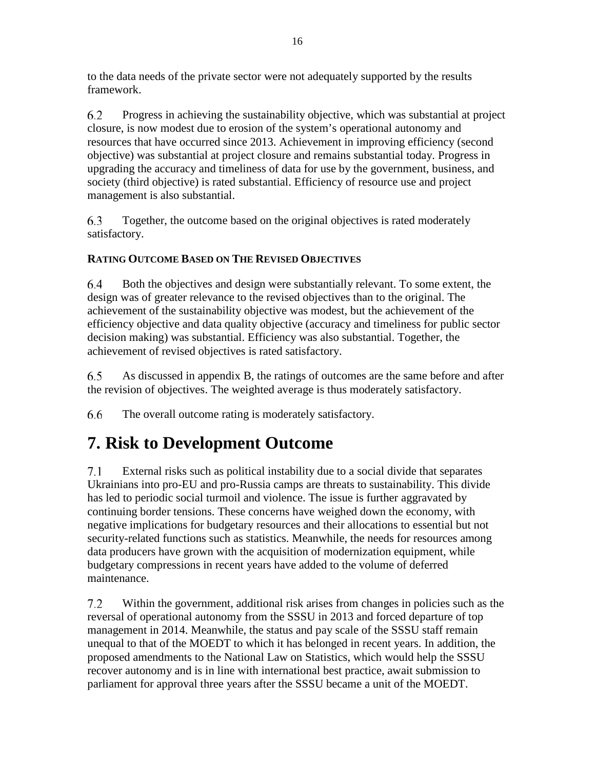to the data needs of the private sector were not adequately supported by the results framework.

6.2 Progress in achieving the sustainability objective, which was substantial at project closure, is now modest due to erosion of the system's operational autonomy and resources that have occurred since 2013. Achievement in improving efficiency (second objective) was substantial at project closure and remains substantial today. Progress in upgrading the accuracy and timeliness of data for use by the government, business, and society (third objective) is rated substantial. Efficiency of resource use and project management is also substantial.

6.3 Together, the outcome based on the original objectives is rated moderately satisfactory.

**RATING OUTCOME BASED ON THE REVISED OBJECTIVES**

6.4 Both the objectives and design were substantially relevant. To some extent, the design was of greater relevance to the revised objectives than to the original. The achievement of the sustainability objective was modest, but the achievement of the efficiency objective and data quality objective (accuracy and timeliness for public sector decision making) was substantial. Efficiency was also substantial. Together, the achievement of revised objectives is rated satisfactory.

6.5 As discussed in appendix B, the ratings of outcomes are the same before and after the revision of objectives. The weighted average is thus moderately satisfactory.

6.6 The overall outcome rating is moderately satisfactory.

# 7. Risk to Development Outcome

7.1 External risks such as political instability due to a social divide that separates Ukrainians into pro-EU and pro-Russia camps are threats to sustainability. This divide has led to periodic social turmoil and violence. The issue is further aggravated by continuing border tensions. These concerns have weighed down the economy, with negative implications for budgetary resources and their allocations to essential but not security-related functions such as statistics. Meanwhile, the needs for resources among data producers have grown with the acquisition of modernization equipment, while budgetary compressions in recent years have added to the volume of deferred maintenance.

7.2 Within the government, additional risk arises from changes in policies such as the reversal of operational autonomy from the SSSU in 2013 and forced departure of top management in 2014. Meanwhile, the status and pay scale of the SSSU staff remain unequal to that of the MOEDT to which it has belonged in recent years. In addition, the proposed amendments to the National Law on Statistics, which would help the SSSU recover autonomy and is in line with international best practice, await submission to parliament for approval three years after the SSSU became a unit of the MOEDT.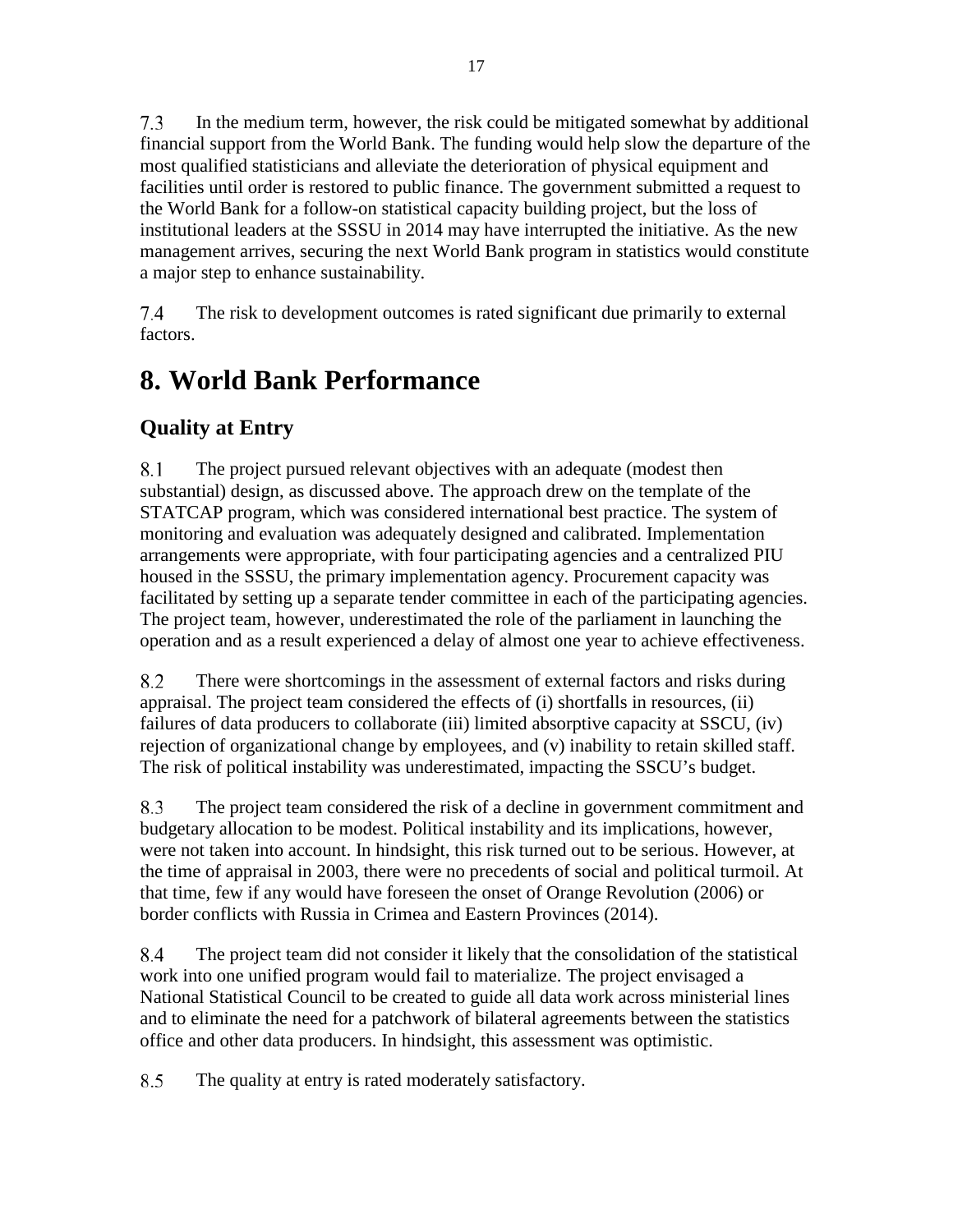7.3 In the medium term, however, the risk could be mitigated somewhat by additional financial support from the World Bank. The funding would help slow the departure of the most qualified statisticians and alleviate the deterioration of physical equipment and facilities until order is restored to public finance. The government submitted a request to the World Bank for a follow-on statistical capacity building project, but the loss of institutional leaders at the SSSU in 2014 may have interrupted the initiative. As the new management arrives, securing the next World Bank program in statistics would constitute a major step to enhance sustainability.

7.4 The risk to development outcomes is rated significant due primarily to external factors.

# 8. World Bank Performance

## Quality at Entry

8.1 The project pursued relevant objectives with an adequate (modest then substantial) design, as discussed above. The approach drew on the template of the STATCAP program, which was considered international best practice. The system of monitoring and evaluation was adequately designed and calibrated. Implementation arrangements were appropriate, with four participating agencies and a centralized PIU housed in the SSSU, the primary implementation agency. Procurement capacity was facilitated by setting up a separate tender committee in each of the participating agencies. The project team, however, underestimated the role of the parliament in launching the operation and as a result experienced a delay of almost one year to achieve effectiveness.

8.2 There were shortcomings in the assessment of external factors and risks during appraisal. The project team considered the effects of (i) shortfalls in resources, (ii) failures of data producers to collaborate (iii) limited absorptive capacity at SSCU, (iv) rejection of organizational change by employees, and (v) inability to retain skilled staff. The risk of political instability was underestimated, impacting the SSCU's budget.

8.3 The project team considered the risk of a decline in government commitment and budgetary allocation to be modest. Political instability and its implications, however, were not taken into account. In hindsight, this risk turned out to be serious. However, at the time of appraisal in 2003, there were no precedents of social and political turmoil. At that time, few if any would have foreseen the onset of Orange Revolution (2006) or border conflicts with Russia in Crimea and Eastern Provinces (2014).

8.4 The project team did not consider it likely that the consolidation of the statistical work into one unified program would fail to materialize. The project envisaged a National Statistical Council to be created to guide all data work across ministerial lines and to eliminate the need for a patchwork of bilateral agreements between the statistics office and other data producers. In hindsight, this assessment was optimistic.

8.5 The quality at entry is rated moderately satisfactory.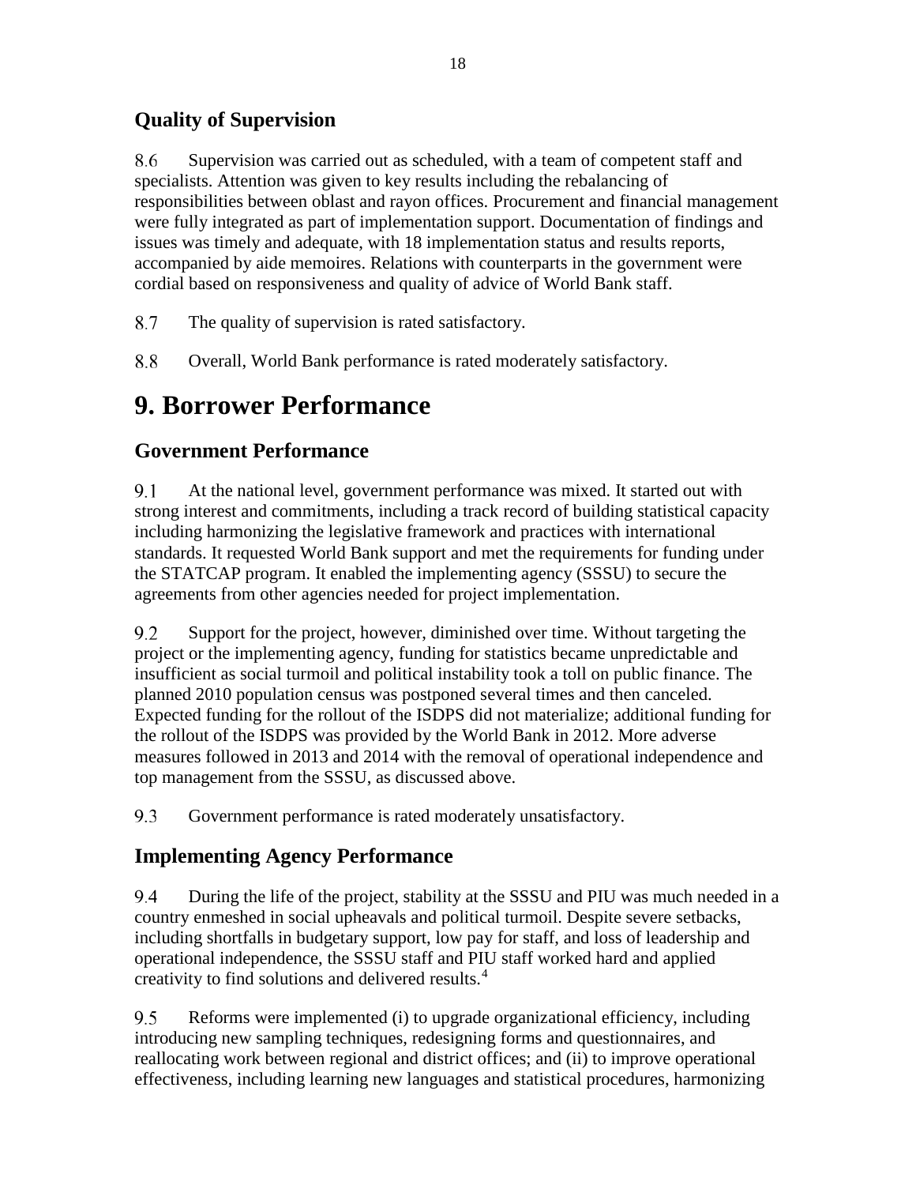### Quality of Supervision

8.6 Supervision was carried out as scheduled, with a team of competent staff and specialists. Attention was given to key results including the rebalancing of responsibilities between oblast and rayon offices. Procurement and financial management were fully integrated as part of implementation support. Documentation of findings and issues was timely and adequate, with 18 implementation status and results reports, accompanied by aide memoires. Relations with counterparts in the government were cordial based on responsiveness and quality of advice of World Bank staff.

8.7 The quality of supervision is rated satisfactory.

8.8 Overall, World Bank performance is rated moderately satisfactory.

# 9. Borrower Performance

### Government Performance

9.1 At the national level, government performance was mixed. It started out with strong interest and commitments, including a track record of building statistical capacity including harmonizing the legislative framework and practices with international standards. It requested World Bank support and met the requirements for funding under the STATCAP program. It enabled the implementing agency (SSSU) to secure the agreements from other agencies needed for project implementation.

9.2 Support for the project, however, diminished over time. Without targeting the project or the implementing agency, funding for statistics became unpredictable and insufficient as social turmoil and political instability took a toll on public finance. The planned 2010 population census was postponed several times and then canceled. Expected funding for the rollout of the ISDPS did not materialize; additional funding for the rollout of the ISDPS was provided by the World Bank in 2012. More adverse measures followed in 2013 and 2014 with the removal of operational independence and top management from the SSSU, as discussed above.

9.3 Government performance is rated moderately unsatisfactory.

### Implementing Agency Performance

9.4 During the life of the project, stability at the SSSU and PIU was much needed in a country enmeshed in social upheavals and political turmoil. Despite severe setbacks, including shortfalls in budgetary support, low pay for staff, and loss of leadership and operational independence, the SSSU staff and PIU staff worked hard and applied creativity to find solutions and delivered results.[4]

9.5 Reforms were implemented (i) to upgrade organizational efficiency, including introducing new sampling techniques, redesigning forms and questionnaires, and reallocating work between regional and district offices; and (ii) to improve operational effectiveness, including learning new languages and statistical procedures, harmonizing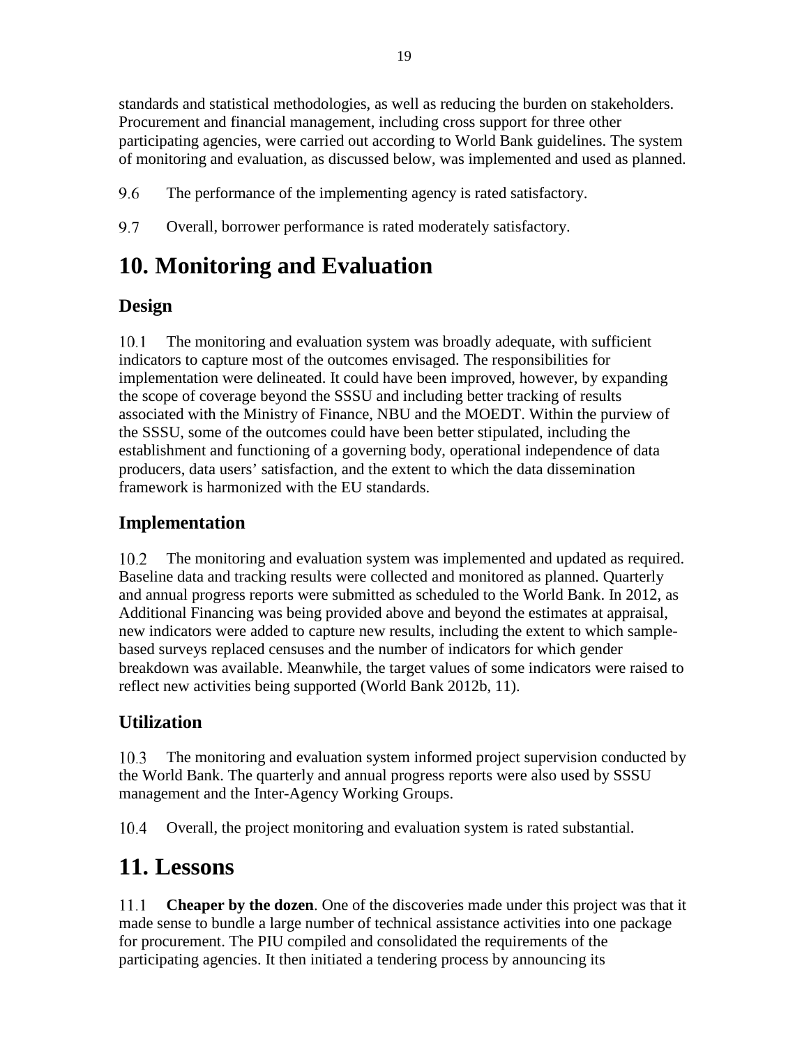standards and statistical methodologies, as well as reducing the burden on stakeholders. Procurement and financial management, including cross support for three other participating agencies, were carried out according to World Bank guidelines. The system of monitoring and evaluation, as discussed below, was implemented and used as planned.

9.6 The performance of the implementing agency is rated satisfactory.

9.7 Overall, borrower performance is rated moderately satisfactory.

# 10. Monitoring and Evaluation

## Design

10.1 The monitoring and evaluation system was broadly adequate, with sufficient indicators to capture most of the outcomes envisaged. The responsibilities for implementation were delineated. It could have been improved, however, by expanding the scope of coverage beyond the SSSU and including better tracking of results associated with the Ministry of Finance, NBU and the MOEDT. Within the purview of the SSSU, some of the outcomes could have been better stipulated, including the establishment and functioning of a governing body, operational independence of data producers, data users' satisfaction, and the extent to which the data dissemination framework is harmonized with the EU standards.

## Implementation

10.2 The monitoring and evaluation system was implemented and updated as required. Baseline data and tracking results were collected and monitored as planned. Quarterly and annual progress reports were submitted as scheduled to the World Bank. In 2012, as Additional Financing was being provided above and beyond the estimates at appraisal, new indicators were added to capture new results, including the extent to which sample-based surveys replaced censuses and the number of indicators for which gender breakdown was available. Meanwhile, the target values of some indicators were raised to reflect new activities being supported (World Bank 2012b, 11).

## Utilization

10.3 The monitoring and evaluation system informed project supervision conducted by the World Bank. The quarterly and annual progress reports were also used by SSSU management and the Inter-Agency Working Groups.

10.4 Overall, the project monitoring and evaluation system is rated substantial.

# 11. Lessons

11.1 **Cheaper by the dozen**. One of the discoveries made under this project was that it made sense to bundle a large number of technical assistance activities into one package for procurement. The PIU compiled and consolidated the requirements of the participating agencies. It then initiated a tendering process by announcing its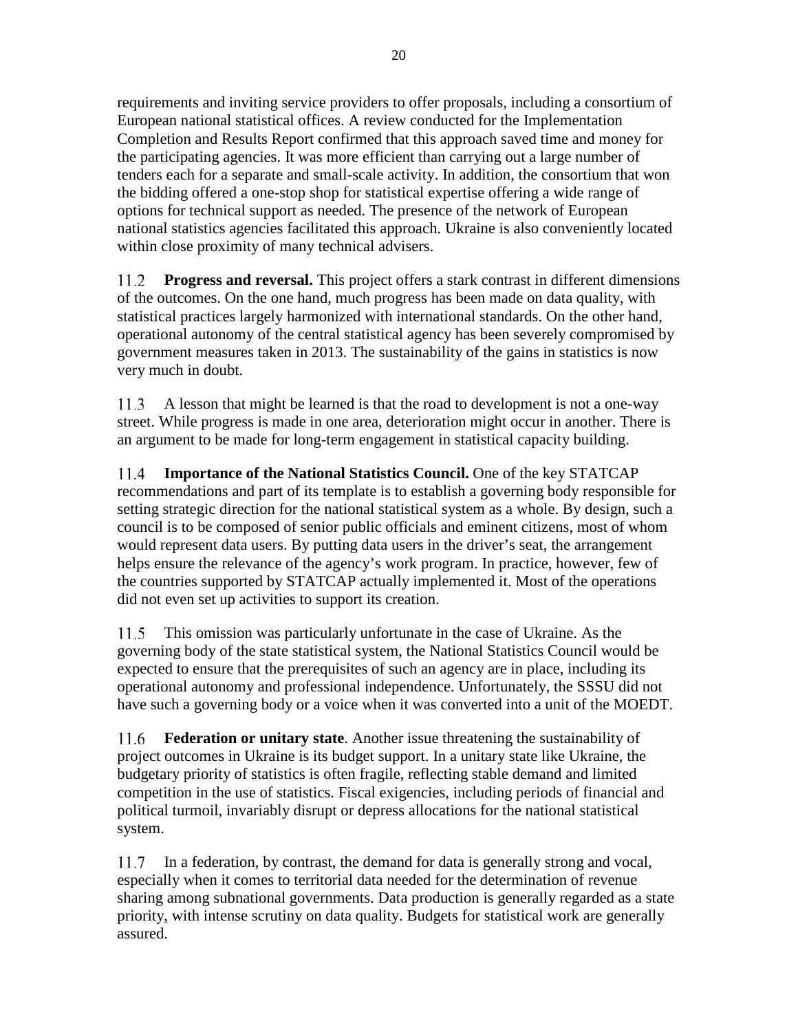requirements and inviting service providers to offer proposals, including a consortium of European national statistical offices. A review conducted for the Implementation Completion and Results Report confirmed that this approach saved time and money for the participating agencies. It was more efficient than carrying out a large number of tenders each for a separate and small-scale activity. In addition, the consortium that won the bidding offered a one-stop shop for statistical expertise offering a wide range of options for technical support as needed. The presence of the network of European national statistics agencies facilitated this approach. Ukraine is also conveniently located within close proximity of many technical advisers.

11.2 **Progress and reversal.** This project offers a stark contrast in different dimensions of the outcomes. On the one hand, much progress has been made on data quality, with statistical practices largely harmonized with international standards. On the other hand, operational autonomy of the central statistical agency has been severely compromised by government measures taken in 2013. The sustainability of the gains in statistics is now very much in doubt.

11.3 A lesson that might be learned is that the road to development is not a one-way street. While progress is made in one area, deterioration might occur in another. There is an argument to be made for long-term engagement in statistical capacity building.

11.4 **Importance of the National Statistics Council.** One of the key STATCAP recommendations and part of its template is to establish a governing body responsible for setting strategic direction for the national statistical system as a whole. By design, such a council is to be composed of senior public officials and eminent citizens, most of whom would represent data users. By putting data users in the driver's seat, the arrangement helps ensure the relevance of the agency's work program. In practice, however, few of the countries supported by STATCAP actually implemented it. Most of the operations did not even set up activities to support its creation.

11.5 This omission was particularly unfortunate in the case of Ukraine. As the governing body of the state statistical system, the National Statistics Council would be expected to ensure that the prerequisites of such an agency are in place, including its operational autonomy and professional independence. Unfortunately, the SSSU did not have such a governing body or a voice when it was converted into a unit of the MOEDT.

11.6 **Federation or unitary state**. Another issue threatening the sustainability of project outcomes in Ukraine is its budget support. In a unitary state like Ukraine, the budgetary priority of statistics is often fragile, reflecting stable demand and limited competition in the use of statistics. Fiscal exigencies, including periods of financial and political turmoil, invariably disrupt or depress allocations for the national statistical system.

11.7 In a federation, by contrast, the demand for data is generally strong and vocal, especially when it comes to territorial data needed for the determination of revenue sharing among subnational governments. Data production is generally regarded as a state priority, with intense scrutiny on data quality. Budgets for statistical work are generally assured.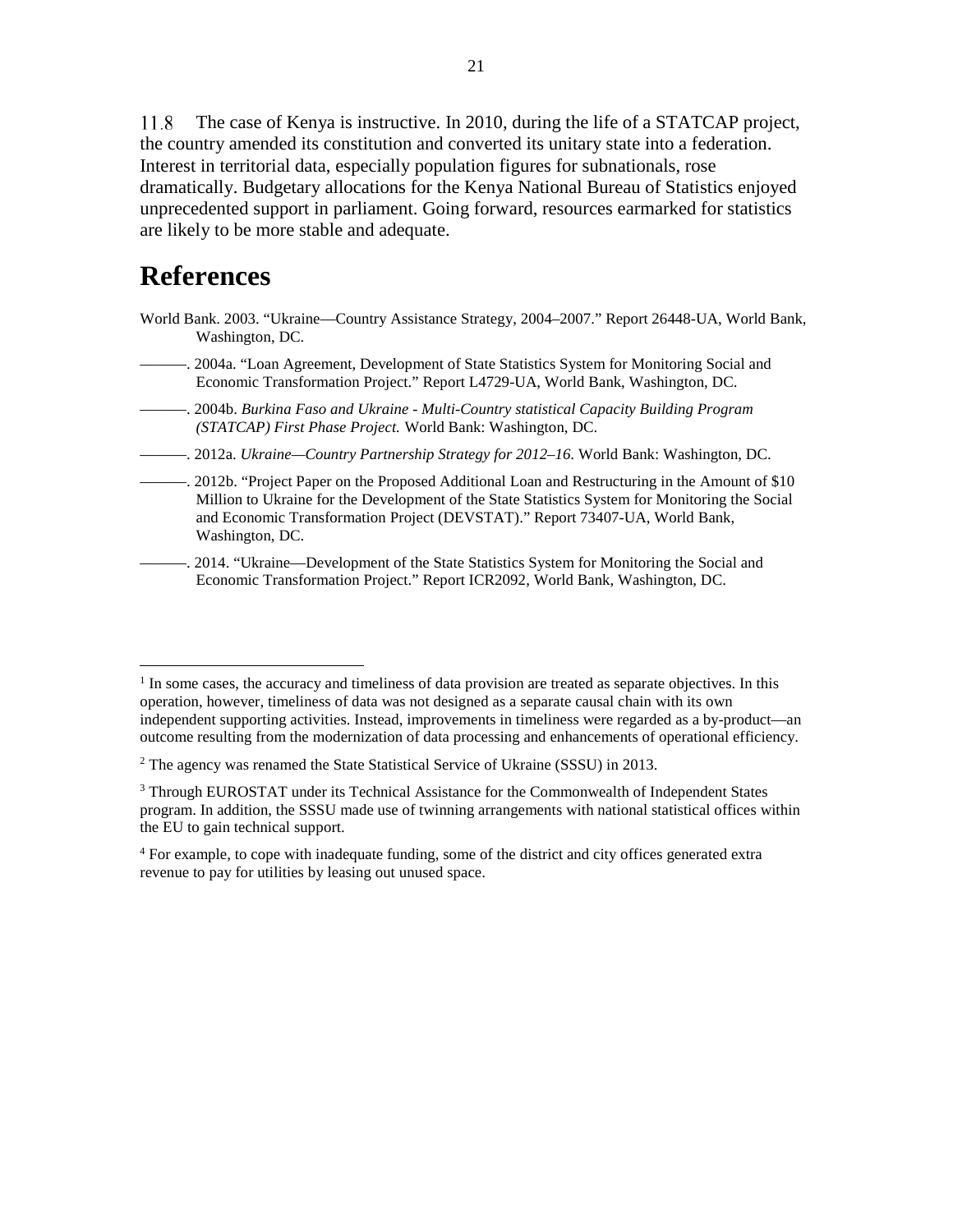11.8 The case of Kenya is instructive. In 2010, during the life of a STATCAP project, the country amended its constitution and converted its unitary state into a federation. Interest in territorial data, especially population figures for subnationals, rose dramatically. Budgetary allocations for the Kenya National Bureau of Statistics enjoyed unprecedented support in parliament. Going forward, resources earmarked for statistics are likely to be more stable and adequate.

# References

World Bank. 2003. "Ukraine—Country Assistance Strategy, 2004–2007." Report 26448-UA, World Bank, Washington, DC.

———. 2004a. "Loan Agreement, Development of State Statistics System for Monitoring Social and Economic Transformation Project." Report L4729-UA, World Bank, Washington, DC.

———. 2004b. *Burkina Faso and Ukraine - Multi-Country statistical Capacity Building Program (STATCAP) First Phase Project.* World Bank: Washington, DC.

———. 2012a. *Ukraine—Country Partnership Strategy for 2012–16*. World Bank: Washington, DC.

———. 2012b. "Project Paper on the Proposed Additional Loan and Restructuring in the Amount of $10 Million to Ukraine for the Development of the State Statistics System for Monitoring the Social and Economic Transformation Project (DEVSTAT)." Report 73407-UA, World Bank, Washington, DC.

———. 2014. "Ukraine—Development of the State Statistics System for Monitoring the Social and Economic Transformation Project." Report ICR2092, World Bank, Washington, DC.

---

[1] In some cases, the accuracy and timeliness of data provision are treated as separate objectives. In this operation, however, timeliness of data was not designed as a separate causal chain with its own independent supporting activities. Instead, improvements in timeliness were regarded as a by-product—an outcome resulting from the modernization of data processing and enhancements of operational efficiency.

[2] The agency was renamed the State Statistical Service of Ukraine (SSSU) in 2013.

[3] Through EUROSTAT under its Technical Assistance for the Commonwealth of Independent States program. In addition, the SSSU made use of twinning arrangements with national statistical offices within the EU to gain technical support.

[4] For example, to cope with inadequate funding, some of the district and city offices generated extra revenue to pay for utilities by leasing out unused space.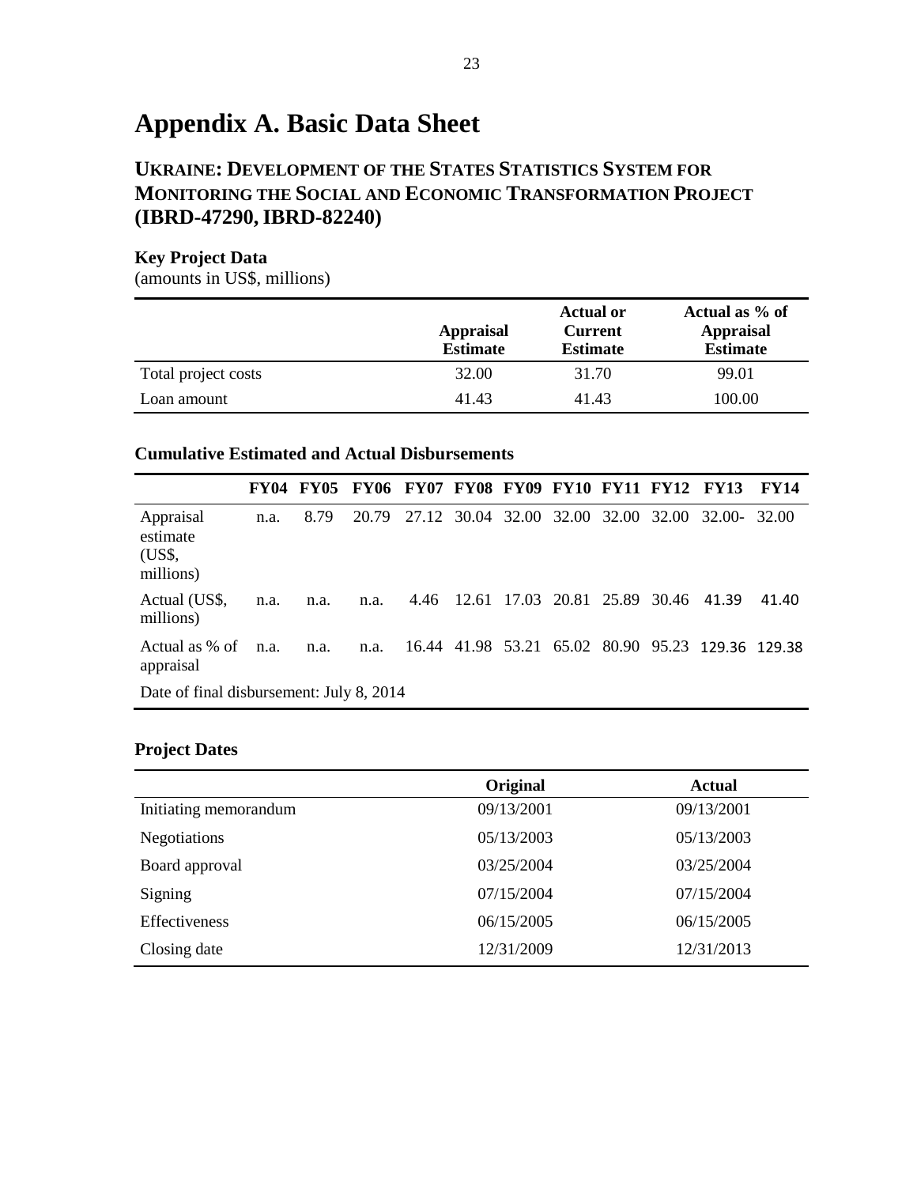# Appendix A. Basic Data Sheet

## UKRAINE: DEVELOPMENT OF THE STATES STATISTICS SYSTEM FOR MONITORING THE SOCIAL AND ECONOMIC TRANSFORMATION PROJECT (IBRD-47290, IBRD-82240)

**Key Project Data**
(amounts in US$, millions)

| | Appraisal Estimate | Actual or Current Estimate | Actual as % of Appraisal Estimate |
|---|---|---|---|
| Total project costs | 32.00 | 31.70 | 99.01 |
| Loan amount | 41.43 | 41.43 | 100.00 |

**Cumulative Estimated and Actual Disbursements**

| | FY04 | FY05 | FY06 | FY07 | FY08 | FY09 | FY10 | FY11 | FY12 | FY13 | FY14 |
|---|---|---|---|---|---|---|---|---|---|---|---|
| Appraisal estimate (US$, millions) | n.a. | 8.79 | 20.79 | 27.12 | 30.04 | 32.00 | 32.00 | 32.00 | 32.00 | 32.00- | 32.00 |
| Actual (US$, millions) | n.a. | n.a. | n.a. | 4.46 | 12.61 | 17.03 | 20.81 | 25.89 | 30.46 | 41.39 | 41.40 |
| Actual as % of appraisal | n.a. | n.a. | n.a. | 16.44 | 41.98 | 53.21 | 65.02 | 80.90 | 95.23 | 129.36 | 129.38 |
| Date of final disbursement: July 8, 2014 | | | | | | | | | | | |

**Project Dates**

| | Original | Actual |
|---|---|---|
| Initiating memorandum | 09/13/2001 | 09/13/2001 |
| Negotiations | 05/13/2003 | 05/13/2003 |
| Board approval | 03/25/2004 | 03/25/2004 |
| Signing | 07/15/2004 | 07/15/2004 |
| Effectiveness | 06/15/2005 | 06/15/2005 |
| Closing date | 12/31/2009 | 12/31/2013 |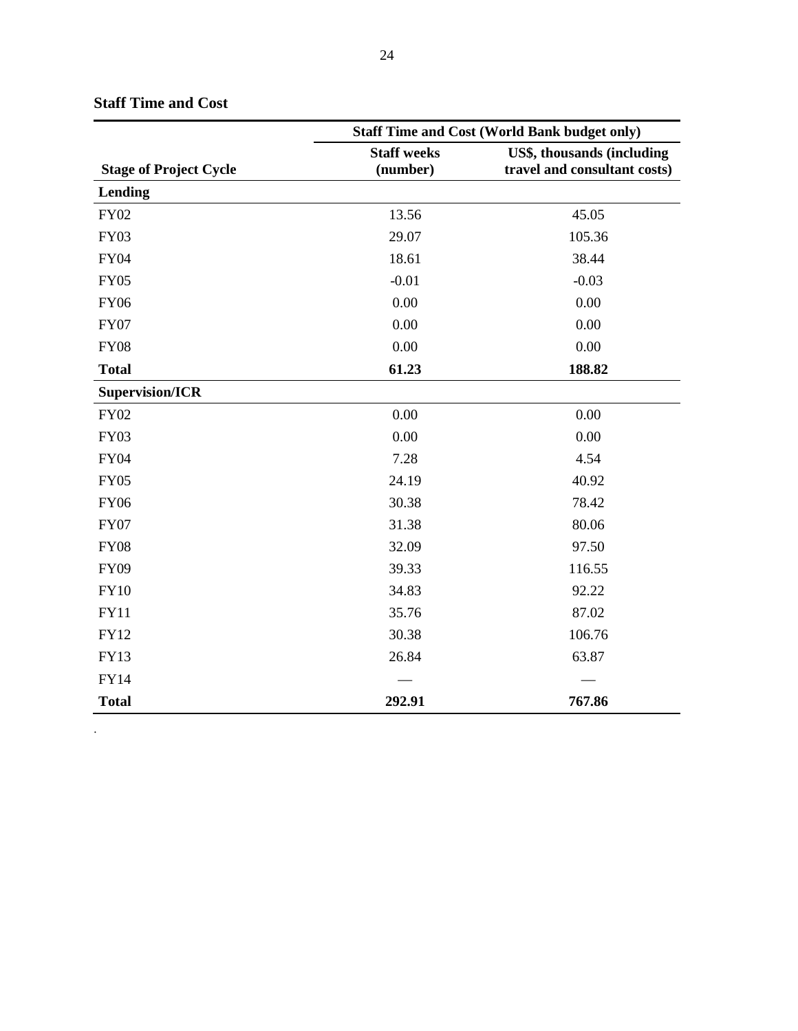### Staff Time and Cost

| | Staff Time and Cost (World Bank budget only) | |
|---|---|---|
| **Stage of Project Cycle** | **Staff weeks (number)** | **US$, thousands (including travel and consultant costs)** |
| **Lending** | | |
| FY02 | 13.56 | 45.05 |
| FY03 | 29.07 | 105.36 |
| FY04 | 18.61 | 38.44 |
| FY05 | -0.01 | -0.03 |
| FY06 | 0.00 | 0.00 |
| FY07 | 0.00 | 0.00 |
| FY08 | 0.00 | 0.00 |
| **Total** | **61.23** | **188.82** |
| **Supervision/ICR** | | |
| FY02 | 0.00 | 0.00 |
| FY03 | 0.00 | 0.00 |
| FY04 | 7.28 | 4.54 |
| FY05 | 24.19 | 40.92 |
| FY06 | 30.38 | 78.42 |
| FY07 | 31.38 | 80.06 |
| FY08 | 32.09 | 97.50 |
| FY09 | 39.33 | 116.55 |
| FY10 | 34.83 | 92.22 |
| FY11 | 35.76 | 87.02 |
| FY12 | 30.38 | 106.76 |
| FY13 | 26.84 | 63.87 |
| FY14 | — | — |
| **Total** | **292.91** | **767.86** |

.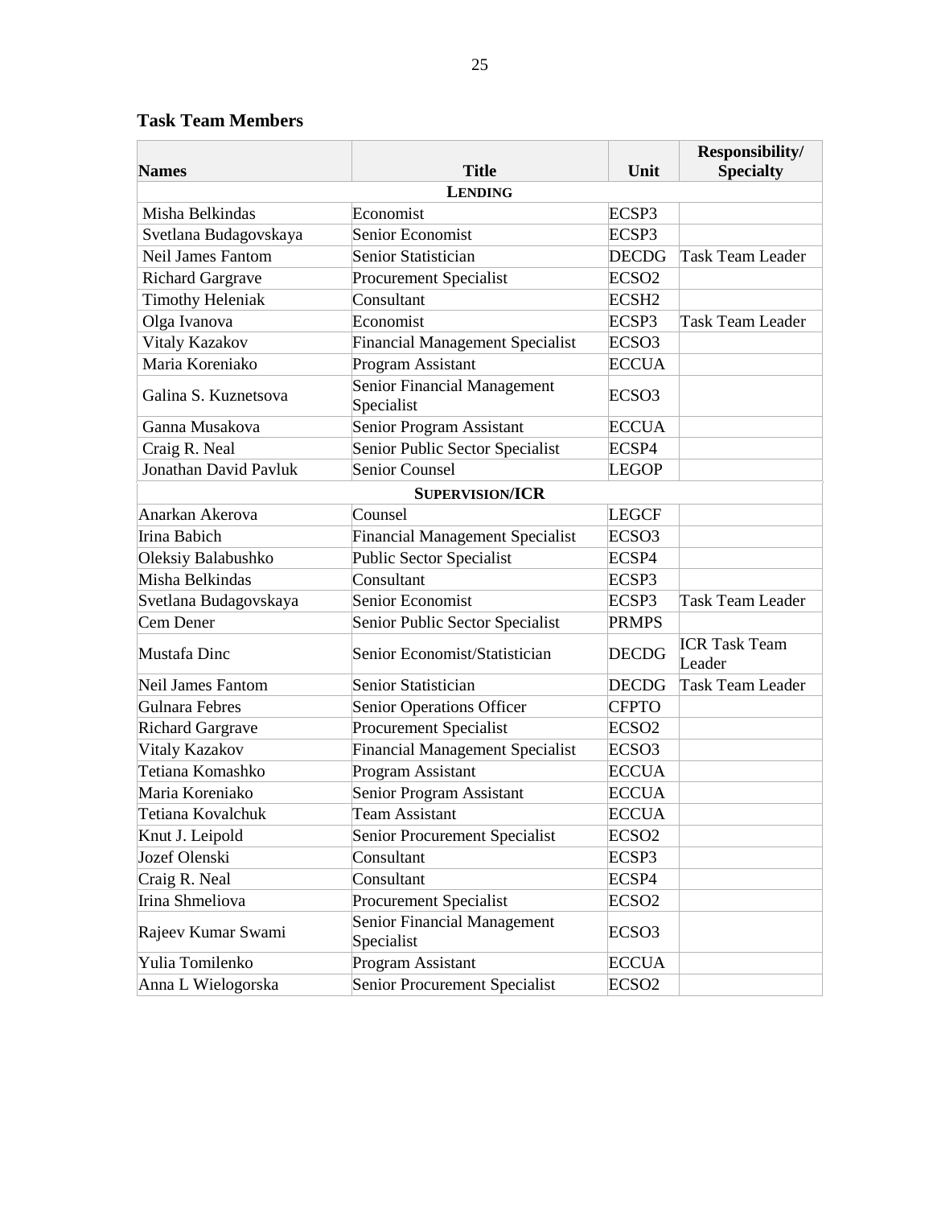**Task Team Members**

| Names | Title | Unit | Responsibility/ Specialty |
| --- | --- | --- | --- |
| **LENDING** | | | |
| Misha Belkindas | Economist | ECSP3 | |
| Svetlana Budagovskaya | Senior Economist | ECSP3 | |
| Neil James Fantom | Senior Statistician | DECDG | Task Team Leader |
| Richard Gargrave | Procurement Specialist | ECSO2 | |
| Timothy Heleniak | Consultant | ECSH2 | |
| Olga Ivanova | Economist | ECSP3 | Task Team Leader |
| Vitaly Kazakov | Financial Management Specialist | ECSO3 | |
| Maria Koreniako | Program Assistant | ECCUA | |
| Galina S. Kuznetsova | Senior Financial Management Specialist | ECSO3 | |
| Ganna Musakova | Senior Program Assistant | ECCUA | |
| Craig R. Neal | Senior Public Sector Specialist | ECSP4 | |
| Jonathan David Pavluk | Senior Counsel | LEGOP | |
| **SUPERVISION/ICR** | | | |
| Anarkan Akerova | Counsel | LEGCF | |
| Irina Babich | Financial Management Specialist | ECSO3 | |
| Oleksiy Balabushko | Public Sector Specialist | ECSP4 | |
| Misha Belkindas | Consultant | ECSP3 | |
| Svetlana Budagovskaya | Senior Economist | ECSP3 | Task Team Leader |
| Cem Dener | Senior Public Sector Specialist | PRMPS | |
| Mustafa Dinc | Senior Economist/Statistician | DECDG | ICR Task Team Leader |
| Neil James Fantom | Senior Statistician | DECDG | Task Team Leader |
| Gulnara Febres | Senior Operations Officer | CFPTO | |
| Richard Gargrave | Procurement Specialist | ECSO2 | |
| Vitaly Kazakov | Financial Management Specialist | ECSO3 | |
| Tetiana Komashko | Program Assistant | ECCUA | |
| Maria Koreniako | Senior Program Assistant | ECCUA | |
| Tetiana Kovalchuk | Team Assistant | ECCUA | |
| Knut J. Leipold | Senior Procurement Specialist | ECSO2 | |
| Jozef Olenski | Consultant | ECSP3 | |
| Craig R. Neal | Consultant | ECSP4 | |
| Irina Shmeliova | Procurement Specialist | ECSO2 | |
| Rajeev Kumar Swami | Senior Financial Management Specialist | ECSO3 | |
| Yulia Tomilenko | Program Assistant | ECCUA | |
| Anna L Wielogorska | Senior Procurement Specialist | ECSO2 | |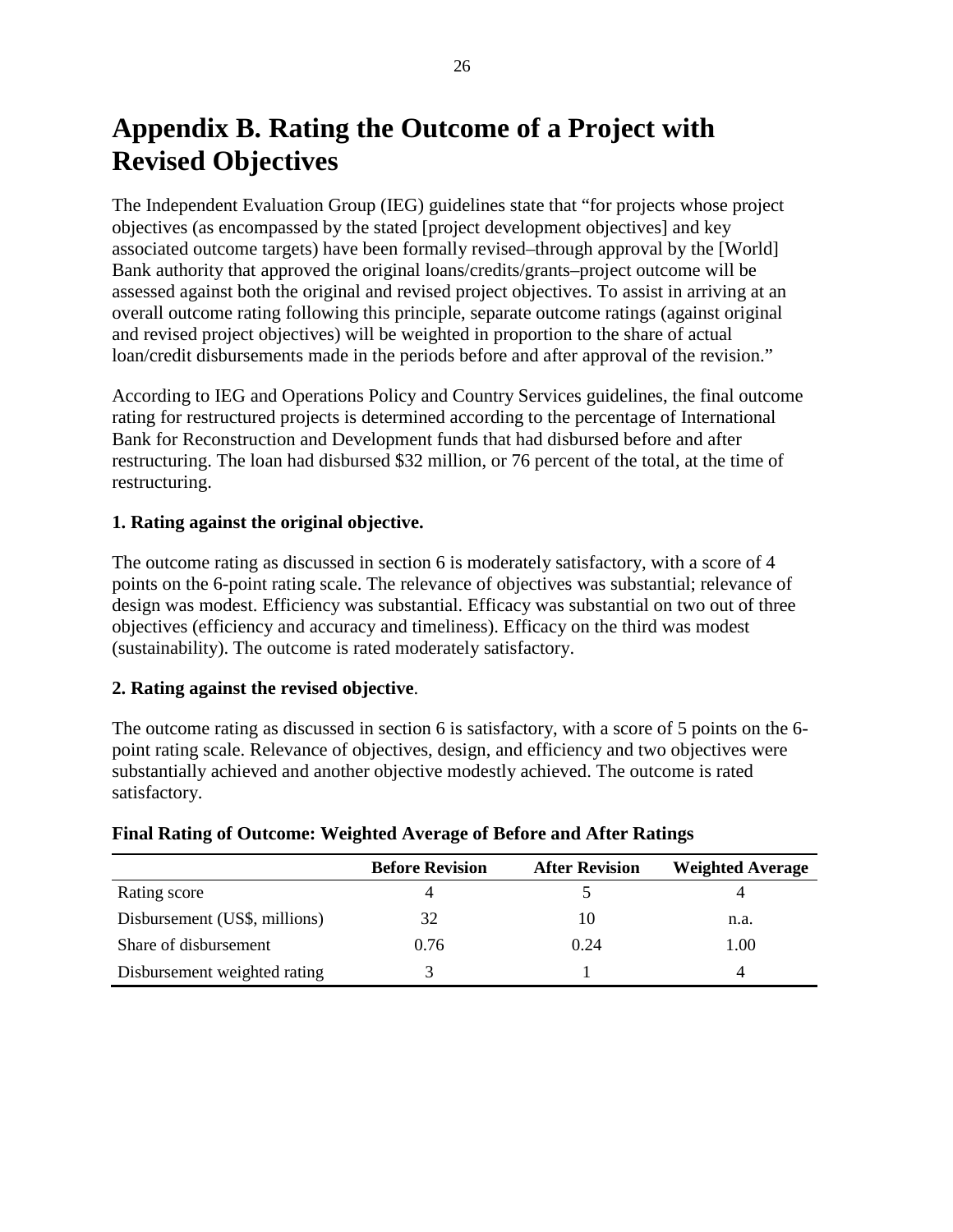# Appendix B. Rating the Outcome of a Project with Revised Objectives

The Independent Evaluation Group (IEG) guidelines state that "for projects whose project objectives (as encompassed by the stated [project development objectives] and key associated outcome targets) have been formally revised–through approval by the [World] Bank authority that approved the original loans/credits/grants–project outcome will be assessed against both the original and revised project objectives. To assist in arriving at an overall outcome rating following this principle, separate outcome ratings (against original and revised project objectives) will be weighted in proportion to the share of actual loan/credit disbursements made in the periods before and after approval of the revision."

According to IEG and Operations Policy and Country Services guidelines, the final outcome rating for restructured projects is determined according to the percentage of International Bank for Reconstruction and Development funds that had disbursed before and after restructuring. The loan had disbursed $32 million, or 76 percent of the total, at the time of restructuring.

**1. Rating against the original objective.**

The outcome rating as discussed in section 6 is moderately satisfactory, with a score of 4 points on the 6-point rating scale. The relevance of objectives was substantial; relevance of design was modest. Efficiency was substantial. Efficacy was substantial on two out of three objectives (efficiency and accuracy and timeliness). Efficacy on the third was modest (sustainability). The outcome is rated moderately satisfactory.

**2. Rating against the revised objective**.

The outcome rating as discussed in section 6 is satisfactory, with a score of 5 points on the 6-point rating scale. Relevance of objectives, design, and efficiency and two objectives were substantially achieved and another objective modestly achieved. The outcome is rated satisfactory.

**Final Rating of Outcome: Weighted Average of Before and After Ratings**

| | Before Revision | After Revision | Weighted Average |
|---|---|---|---|
| Rating score | 4 | 5 | 4 |
| Disbursement (US$, millions) | 32 | 10 | n.a. |
| Share of disbursement | 0.76 | 0.24 | 1.00 |
| Disbursement weighted rating | 3 | 1 | 4 |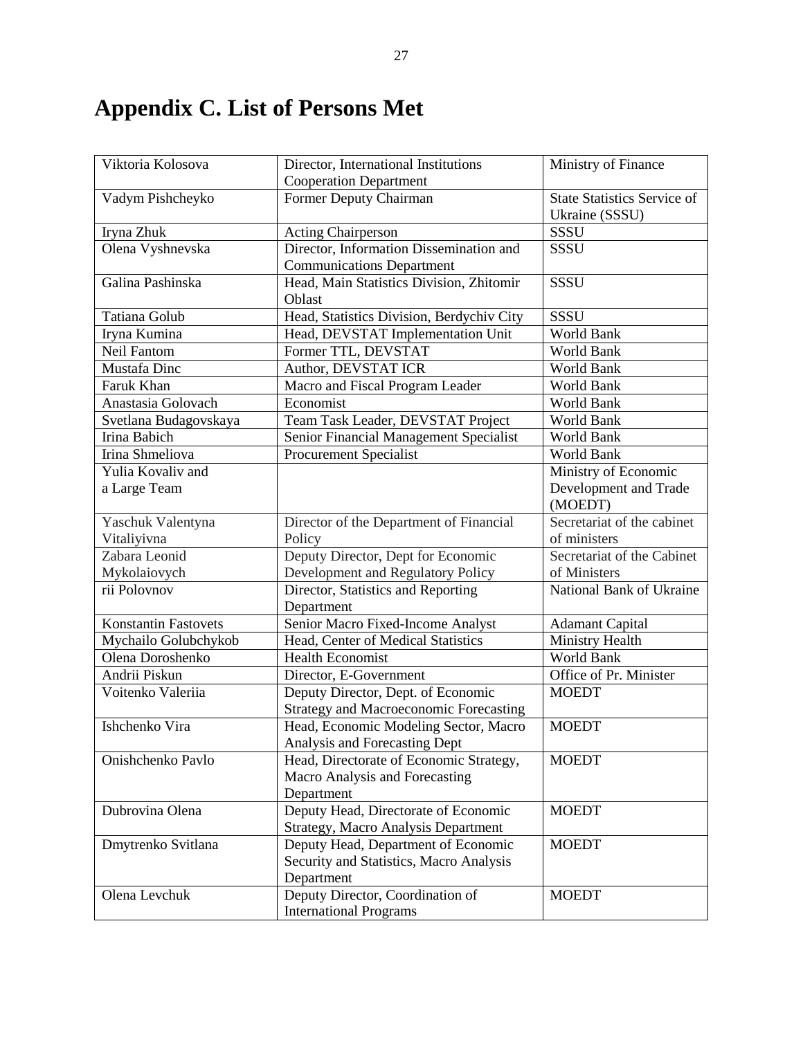# Appendix C. List of Persons Met

| | | |
|---|---|---|
| Viktoria Kolosova | Director, International Institutions Cooperation Department | Ministry of Finance |
| Vadym Pishcheyko | Former Deputy Chairman | State Statistics Service of Ukraine (SSSU) |
| Iryna Zhuk | Acting Chairperson | SSSU |
| Olena Vyshnevska | Director, Information Dissemination and Communications Department | SSSU |
| Galina Pashinska | Head, Main Statistics Division, Zhitomir Oblast | SSSU |
| Tatiana Golub | Head, Statistics Division, Berdychiv City | SSSU |
| Iryna Kumina | Head, DEVSTAT Implementation Unit | World Bank |
| Neil Fantom | Former TTL, DEVSTAT | World Bank |
| Mustafa Dinc | Author, DEVSTAT ICR | World Bank |
| Faruk Khan | Macro and Fiscal Program Leader | World Bank |
| Anastasia Golovach | Economist | World Bank |
| Svetlana Budagovskaya | Team Task Leader, DEVSTAT Project | World Bank |
| Irina Babich | Senior Financial Management Specialist | World Bank |
| Irina Shmeliova | Procurement Specialist | World Bank |
| Yulia Kovaliv and a Large Team | | Ministry of Economic Development and Trade (MOEDT) |
| Yaschuk Valentyna Vitaliyivna | Director of the Department of Financial Policy | Secretariat of the cabinet of ministers |
| Zabara Leonid Mykolaiovych | Deputy Director, Dept for Economic Development and Regulatory Policy | Secretariat of the Cabinet of Ministers |
| rii Polovnov | Director, Statistics and Reporting Department | National Bank of Ukraine |
| Konstantin Fastovets | Senior Macro Fixed-Income Analyst | Adamant Capital |
| Mychailo Golubchykob | Head, Center of Medical Statistics | Ministry Health |
| Olena Doroshenko | Health Economist | World Bank |
| Andrii Piskun | Director, E-Government | Office of Pr. Minister |
| Voitenko Valeriia | Deputy Director, Dept. of Economic Strategy and Macroeconomic Forecasting | MOEDT |
| Ishchenko Vira | Head, Economic Modeling Sector, Macro Analysis and Forecasting Dept | MOEDT |
| Onishchenko Pavlo | Head, Directorate of Economic Strategy, Macro Analysis and Forecasting Department | MOEDT |
| Dubrovina Olena | Deputy Head, Directorate of Economic Strategy, Macro Analysis Department | MOEDT |
| Dmytrenko Svitlana | Deputy Head, Department of Economic Security and Statistics, Macro Analysis Department | MOEDT |
| Olena Levchuk | Deputy Director, Coordination of International Programs | MOEDT |